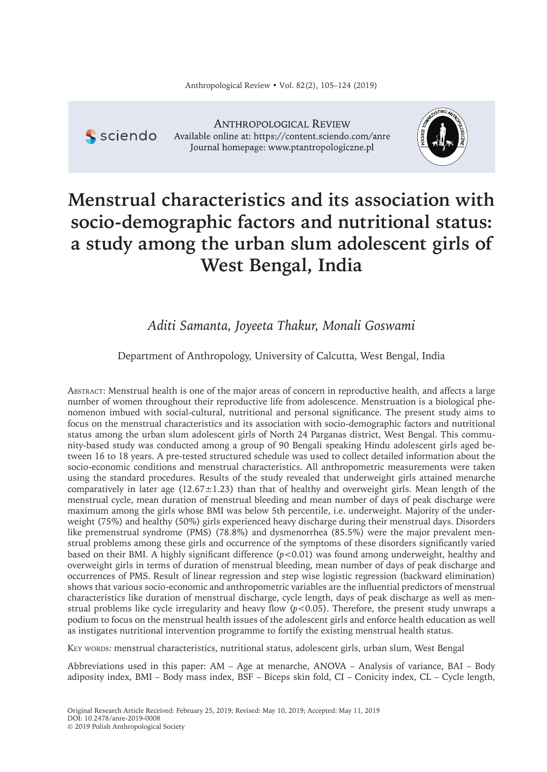# Menstrual characteristics and its association with socio-demographic factors and nutritional status: a study among the urban slum adolescent girls of West Bengal, India

*Aditi Samanta, Joyeeta Thakur, Monali Goswami*

Department of Anthropology, University of Calcutta, West Bengal, India

ABSTRACT: Menstrual health is one of the major areas of concern in reproductive health, and affects a large number of women throughout their reproductive life from adolescence. Menstruation is a biological phenomenon imbued with social-cultural, nutritional and personal significance. The present study aims to focus on the menstrual characteristics and its association with socio-demographic factors and nutritional status among the urban slum adolescent girls of North 24 Parganas district, West Bengal. This community-based study was conducted among a group of 90 Bengali speaking Hindu adolescent girls aged between 16 to 18 years. A pre-tested structured schedule was used to collect detailed information about the socio-economic conditions and menstrual characteristics. All anthropometric measurements were taken using the standard procedures. Results of the study revealed that underweight girls attained menarche comparatively in later age ($12.67\pm1.23$) than that of healthy and overweight girls. Mean length of the menstrual cycle, mean duration of menstrual bleeding and mean number of days of peak discharge were maximum among the girls whose BMI was below 5th percentile, i.e. underweight. Majority of the underweight (75%) and healthy (50%) girls experienced heavy discharge during their menstrual days. Disorders like premenstrual syndrome (PMS) (78.8%) and dysmenorrhea (85.5%) were the major prevalent menstrual problems among these girls and occurrence of the symptoms of these disorders significantly varied based on their BMI. A highly significant difference ($p<0.01$) was found among underweight, healthy and overweight girls in terms of duration of menstrual bleeding, mean number of days of peak discharge and occurrences of PMS. Result of linear regression and step wise logistic regression (backward elimination) shows that various socio-economic and anthropometric variables are the influential predictors of menstrual characteristics like duration of menstrual discharge, cycle length, days of peak discharge as well as menstrual problems like cycle irregularity and heavy flow ($p<0.05$). Therefore, the present study unwraps a podium to focus on the menstrual health issues of the adolescent girls and enforce health education as well as instigates nutritional intervention programme to fortify the existing menstrual health status.

KEY WORDS: menstrual characteristics, nutritional status, adolescent girls, urban slum, West Bengal

Abbreviations used in this paper: AM – Age at menarche, ANOVA – Analysis of variance, BAI – Body adiposity index, BMI – Body mass index, BSF – Biceps skin fold, CI – Conicity index, CL – Cycle length,

Original Research Article Received: February 25, 2019; Revised: May 10, 2019; Accepted: May 11, 2019
DOI: 10.2478/anre-2019-0008
© 2019 Polish Anthropological Society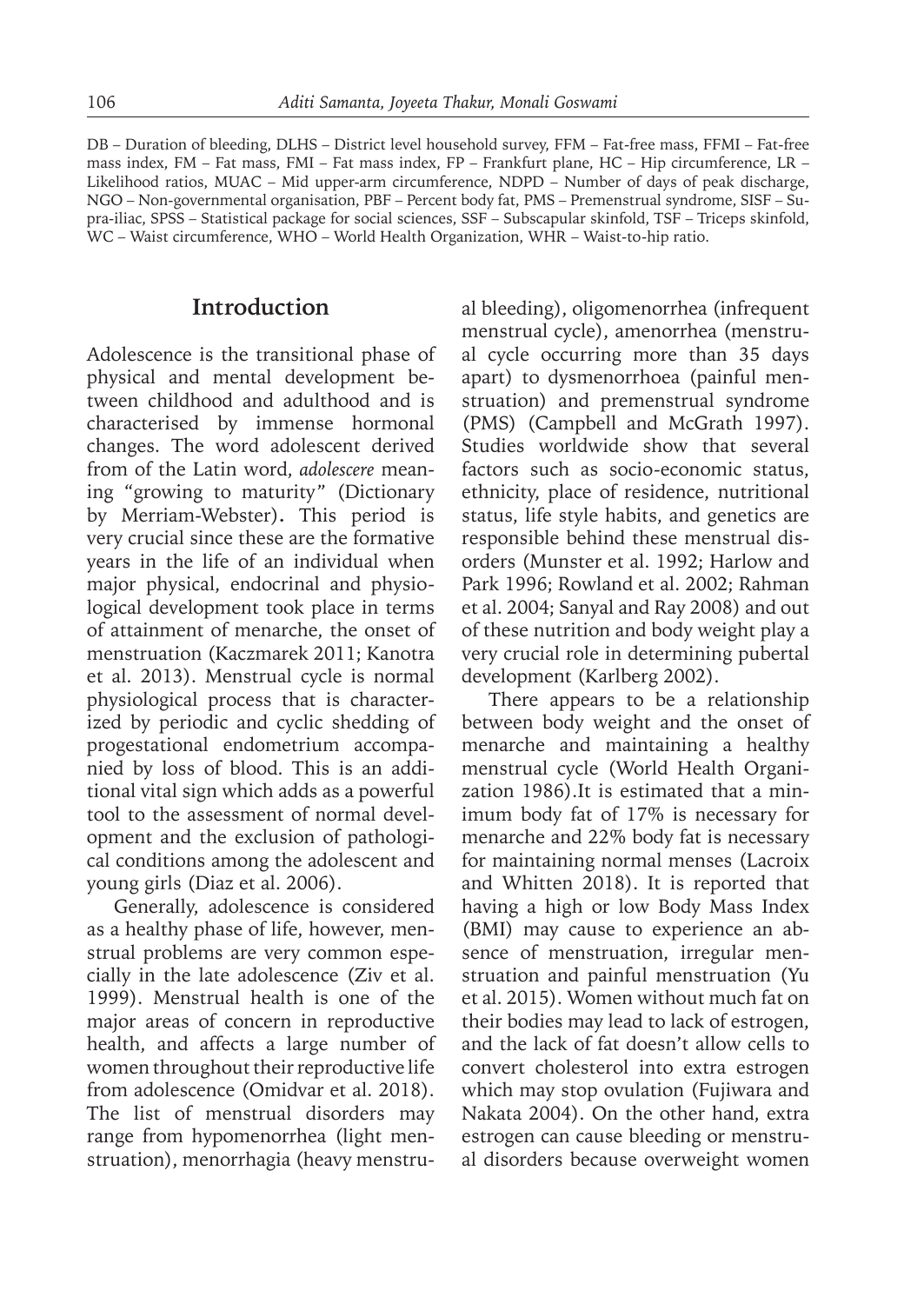DB – Duration of bleeding, DLHS – District level household survey, FFM – Fat-free mass, FFMI – Fat-free mass index, FM – Fat mass, FMI – Fat mass index, FP – Frankfurt plane, HC – Hip circumference, LR – Likelihood ratios, MUAC – Mid upper-arm circumference, NDPD – Number of days of peak discharge, NGO – Non-governmental organisation, PBF – Percent body fat, PMS – Premenstrual syndrome, SISF – Supra-iliac, SPSS – Statistical package for social sciences, SSF – Subscapular skinfold, TSF – Triceps skinfold, WC – Waist circumference, WHO – World Health Organization, WHR – Waist-to-hip ratio.

## Introduction

Adolescence is the transitional phase of physical and mental development between childhood and adulthood and is characterised by immense hormonal changes. The word adolescent derived from of the Latin word, *adolescere* meaning "growing to maturity" (Dictionary by Merriam-Webster)**.** This period is very crucial since these are the formative years in the life of an individual when major physical, endocrinal and physiological development took place in terms of attainment of menarche, the onset of menstruation (Kaczmarek 2011; Kanotra et al. 2013). Menstrual cycle is normal physiological process that is characterized by periodic and cyclic shedding of progestational endometrium accompanied by loss of blood. This is an additional vital sign which adds as a powerful tool to the assessment of normal development and the exclusion of pathological conditions among the adolescent and young girls (Diaz et al. 2006).

Generally, adolescence is considered as a healthy phase of life, however, menstrual problems are very common especially in the late adolescence (Ziv et al. 1999). Menstrual health is one of the major areas of concern in reproductive health, and affects a large number of women throughout their reproductive life from adolescence (Omidvar et al. 2018). The list of menstrual disorders may range from hypomenorrhea (light menstruation), menorrhagia (heavy menstrual bleeding), oligomenorrhea (infrequent menstrual cycle), amenorrhea (menstrual cycle occurring more than 35 days apart) to dysmenorrhoea (painful menstruation) and premenstrual syndrome (PMS) (Campbell and McGrath 1997). Studies worldwide show that several factors such as socio-economic status, ethnicity, place of residence, nutritional status, life style habits, and genetics are responsible behind these menstrual disorders (Munster et al. 1992; Harlow and Park 1996; Rowland et al. 2002; Rahman et al. 2004; Sanyal and Ray 2008) and out of these nutrition and body weight play a very crucial role in determining pubertal development (Karlberg 2002).

There appears to be a relationship between body weight and the onset of menarche and maintaining a healthy menstrual cycle (World Health Organization 1986).It is estimated that a minimum body fat of 17% is necessary for menarche and 22% body fat is necessary for maintaining normal menses (Lacroix and Whitten 2018). It is reported that having a high or low Body Mass Index (BMI) may cause to experience an absence of menstruation, irregular menstruation and painful menstruation (Yu et al. 2015). Women without much fat on their bodies may lead to lack of estrogen, and the lack of fat doesn't allow cells to convert cholesterol into extra estrogen which may stop ovulation (Fujiwara and Nakata 2004). On the other hand, extra estrogen can cause bleeding or menstrual disorders because overweight women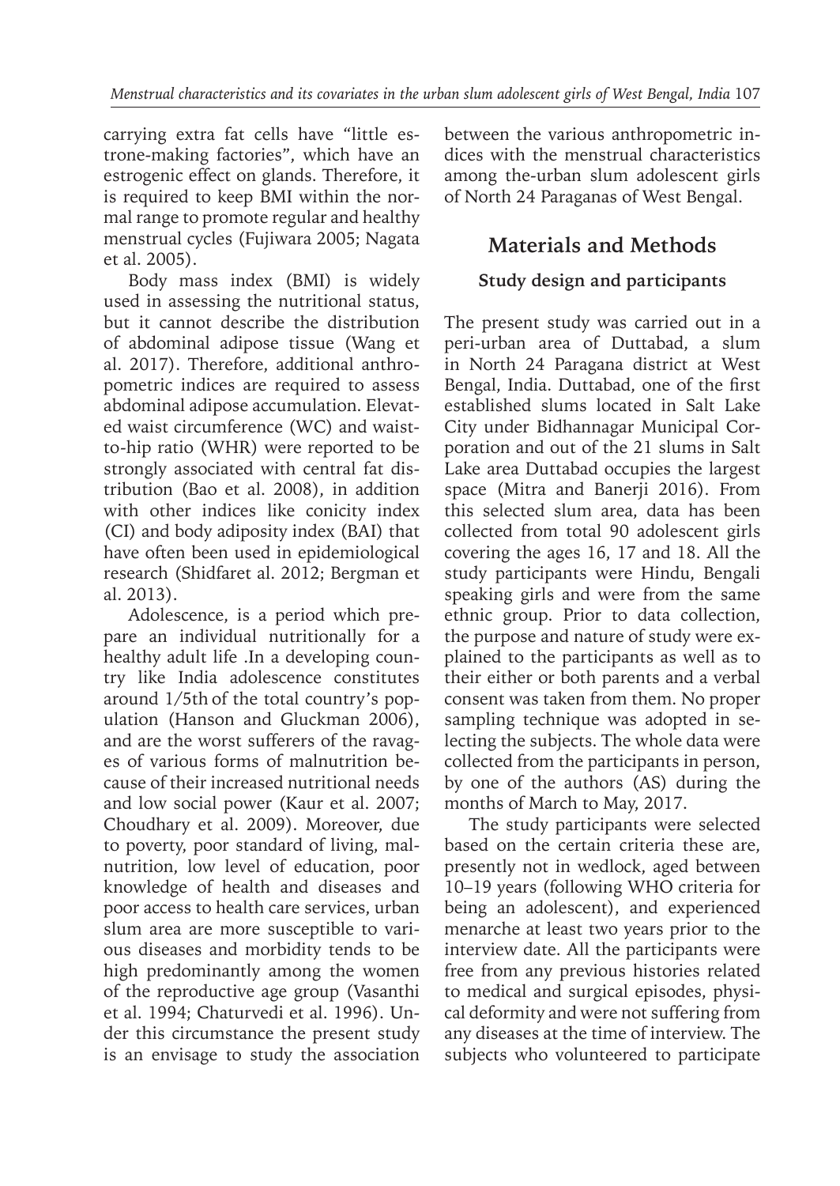carrying extra fat cells have "little estrone-making factories", which have an estrogenic effect on glands. Therefore, it is required to keep BMI within the normal range to promote regular and healthy menstrual cycles (Fujiwara 2005; Nagata et al. 2005).

Body mass index (BMI) is widely used in assessing the nutritional status, but it cannot describe the distribution of abdominal adipose tissue (Wang et al. 2017). Therefore, additional anthropometric indices are required to assess abdominal adipose accumulation. Elevated waist circumference (WC) and waist-to-hip ratio (WHR) were reported to be strongly associated with central fat distribution (Bao et al. 2008), in addition with other indices like conicity index (CI) and body adiposity index (BAI) that have often been used in epidemiological research (Shidfaret al. 2012; Bergman et al. 2013).

Adolescence, is a period which prepare an individual nutritionally for a healthy adult life .In a developing country like India adolescence constitutes around 1/5th of the total country's population (Hanson and Gluckman 2006), and are the worst sufferers of the ravages of various forms of malnutrition because of their increased nutritional needs and low social power (Kaur et al. 2007; Choudhary et al. 2009). Moreover, due to poverty, poor standard of living, malnutrition, low level of education, poor knowledge of health and diseases and poor access to health care services, urban slum area are more susceptible to various diseases and morbidity tends to be high predominantly among the women of the reproductive age group (Vasanthi et al. 1994; Chaturvedi et al. 1996). Under this circumstance the present study is an envisage to study the association between the various anthropometric indices with the menstrual characteristics among the-urban slum adolescent girls of North 24 Paraganas of West Bengal.

## Materials and Methods

### Study design and participants

The present study was carried out in a peri-urban area of Duttabad, a slum in North 24 Paragana district at West Bengal, India. Duttabad, one of the first established slums located in Salt Lake City under Bidhannagar Municipal Corporation and out of the 21 slums in Salt Lake area Duttabad occupies the largest space (Mitra and Banerji 2016). From this selected slum area, data has been collected from total 90 adolescent girls covering the ages 16, 17 and 18. All the study participants were Hindu, Bengali speaking girls and were from the same ethnic group. Prior to data collection, the purpose and nature of study were explained to the participants as well as to their either or both parents and a verbal consent was taken from them. No proper sampling technique was adopted in selecting the subjects. The whole data were collected from the participants in person, by one of the authors (AS) during the months of March to May, 2017.

The study participants were selected based on the certain criteria these are, presently not in wedlock, aged between 10–19 years (following WHO criteria for being an adolescent), and experienced menarche at least two years prior to the interview date. All the participants were free from any previous histories related to medical and surgical episodes, physical deformity and were not suffering from any diseases at the time of interview. The subjects who volunteered to participate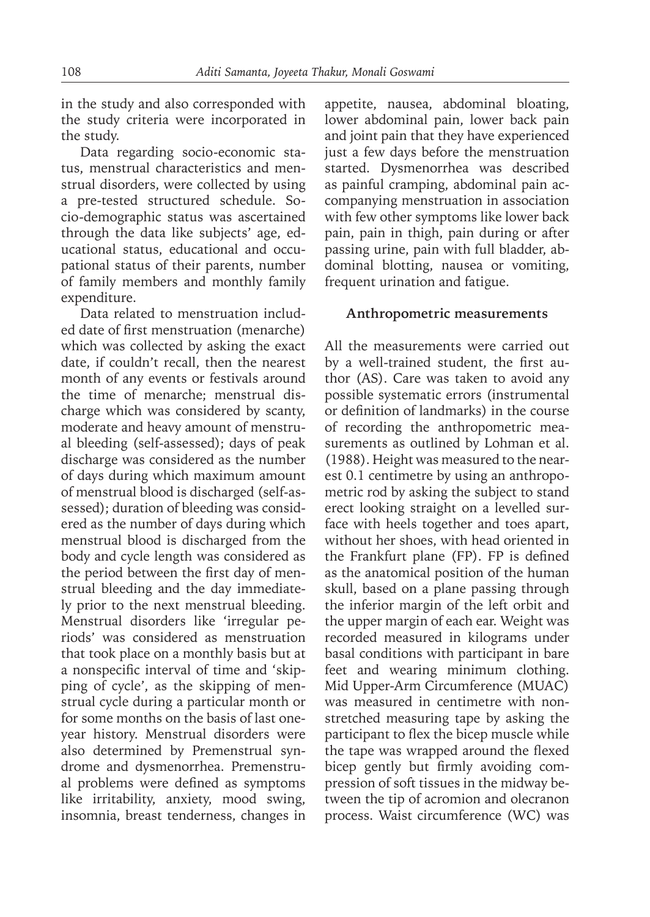in the study and also corresponded with the study criteria were incorporated in the study.

Data regarding socio-economic status, menstrual characteristics and menstrual disorders, were collected by using a pre-tested structured schedule. Socio-demographic status was ascertained through the data like subjects' age, educational status, educational and occupational status of their parents, number of family members and monthly family expenditure.

Data related to menstruation included date of first menstruation (menarche) which was collected by asking the exact date, if couldn't recall, then the nearest month of any events or festivals around the time of menarche; menstrual discharge which was considered by scanty, moderate and heavy amount of menstrual bleeding (self-assessed); days of peak discharge was considered as the number of days during which maximum amount of menstrual blood is discharged (self-assessed); duration of bleeding was considered as the number of days during which menstrual blood is discharged from the body and cycle length was considered as the period between the first day of menstrual bleeding and the day immediately prior to the next menstrual bleeding. Menstrual disorders like 'irregular periods' was considered as menstruation that took place on a monthly basis but at a nonspecific interval of time and 'skipping of cycle', as the skipping of menstrual cycle during a particular month or for some months on the basis of last one-year history. Menstrual disorders were also determined by Premenstrual syndrome and dysmenorrhea. Premenstrual problems were defined as symptoms like irritability, anxiety, mood swing, insomnia, breast tenderness, changes in appetite, nausea, abdominal bloating, lower abdominal pain, lower back pain and joint pain that they have experienced just a few days before the menstruation started. Dysmenorrhea was described as painful cramping, abdominal pain accompanying menstruation in association with few other symptoms like lower back pain, pain in thigh, pain during or after passing urine, pain with full bladder, abdominal blotting, nausea or vomiting, frequent urination and fatigue.

### Anthropometric measurements

All the measurements were carried out by a well-trained student, the first author (AS). Care was taken to avoid any possible systematic errors (instrumental or definition of landmarks) in the course of recording the anthropometric measurements as outlined by Lohman et al. (1988). Height was measured to the nearest 0.1 centimetre by using an anthropometric rod by asking the subject to stand erect looking straight on a levelled surface with heels together and toes apart, without her shoes, with head oriented in the Frankfurt plane (FP). FP is defined as the anatomical position of the human skull, based on a plane passing through the inferior margin of the left orbit and the upper margin of each ear. Weight was recorded measured in kilograms under basal conditions with participant in bare feet and wearing minimum clothing. Mid Upper-Arm Circumference (MUAC) was measured in centimetre with non-stretched measuring tape by asking the participant to flex the bicep muscle while the tape was wrapped around the flexed bicep gently but firmly avoiding compression of soft tissues in the midway between the tip of acromion and olecranon process. Waist circumference (WC) was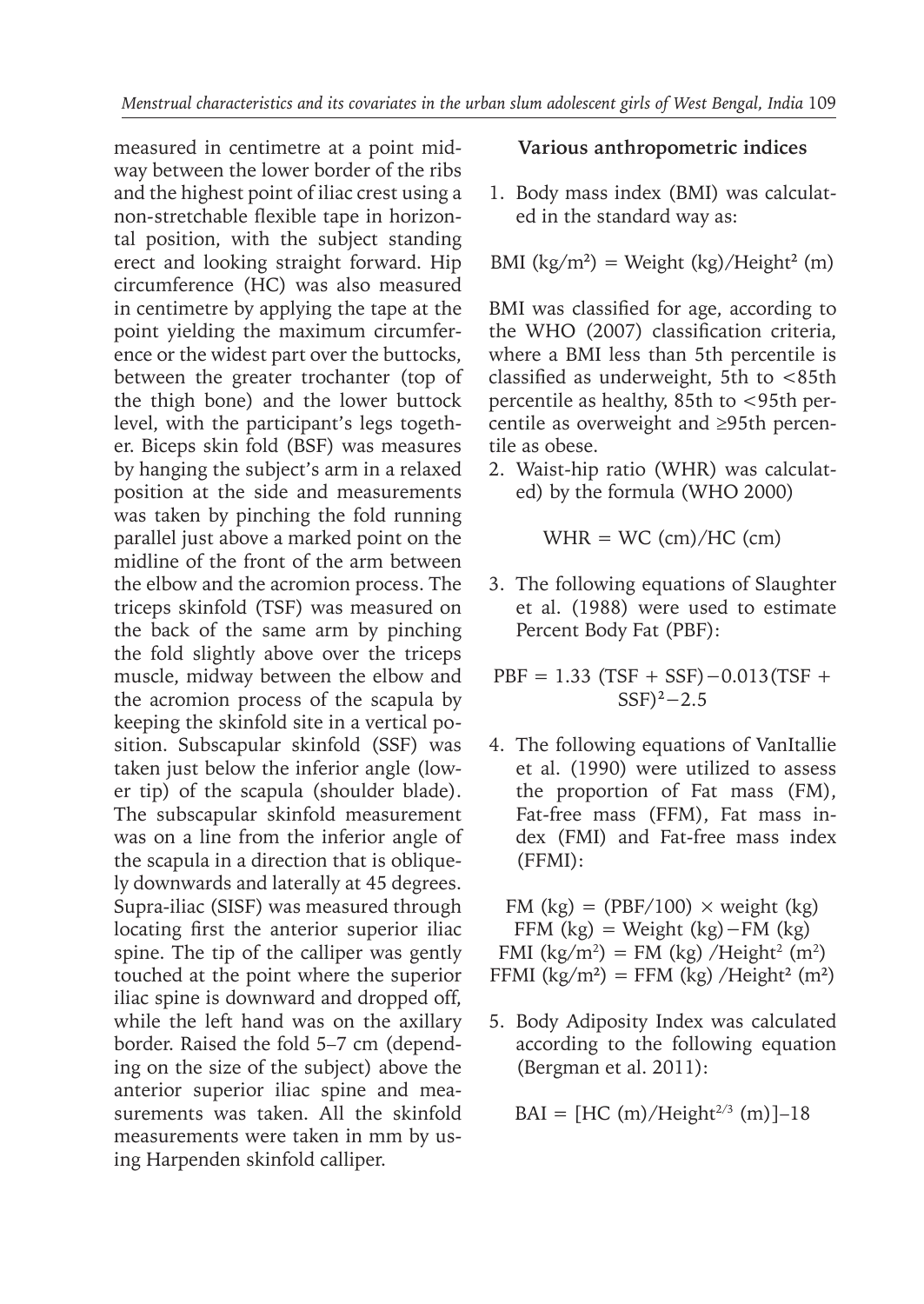measured in centimetre at a point midway between the lower border of the ribs and the highest point of iliac crest using a non-stretchable flexible tape in horizontal position, with the subject standing erect and looking straight forward. Hip circumference (HC) was also measured in centimetre by applying the tape at the point yielding the maximum circumference or the widest part over the buttocks, between the greater trochanter (top of the thigh bone) and the lower buttock level, with the participant's legs together. Biceps skin fold (BSF) was measures by hanging the subject's arm in a relaxed position at the side and measurements was taken by pinching the fold running parallel just above a marked point on the midline of the front of the arm between the elbow and the acromion process. The triceps skinfold (TSF) was measured on the back of the same arm by pinching the fold slightly above over the triceps muscle, midway between the elbow and the acromion process of the scapula by keeping the skinfold site in a vertical position. Subscapular skinfold (SSF) was taken just below the inferior angle (lower tip) of the scapula (shoulder blade). The subscapular skinfold measurement was on a line from the inferior angle of the scapula in a direction that is obliquely downwards and laterally at 45 degrees. Supra-iliac (SISF) was measured through locating first the anterior superior iliac spine. The tip of the calliper was gently touched at the point where the superior iliac spine is downward and dropped off, while the left hand was on the axillary border. Raised the fold 5–7 cm (depending on the size of the subject) above the anterior superior iliac spine and measurements was taken. All the skinfold measurements were taken in mm by using Harpenden skinfold calliper.

**Various anthropometric indices**

1. Body mass index (BMI) was calculated in the standard way as:

$$\text{BMI (kg/m}^2\text{)} = \text{Weight (kg)/Height}^2\text{ (m)}$$

BMI was classified for age, according to the WHO (2007) classification criteria, where a BMI less than 5th percentile is classified as underweight, 5th to <85th percentile as healthy, 85th to <95th percentile as overweight and ≥95th percentile as obese.

2. Waist-hip ratio (WHR) was calculated) by the formula (WHO 2000)

$$\text{WHR} = \text{WC (cm)/HC (cm)}$$

3. The following equations of Slaughter et al. (1988) were used to estimate Percent Body Fat (PBF):

$$\text{PBF} = 1.33\ (\text{TSF} + \text{SSF}) - 0.013(\text{TSF} + \text{SSF})^2 - 2.5$$

4. The following equations of VanItallie et al. (1990) were utilized to assess the proportion of Fat mass (FM), Fat-free mass (FFM), Fat mass index (FMI) and Fat-free mass index (FFMI):

$$\text{FM (kg)} = (\text{PBF}/100) \times \text{weight (kg)}$$
$$\text{FFM (kg)} = \text{Weight (kg)} - \text{FM (kg)}$$
$$\text{FMI (kg/m}^2\text{)} = \text{FM (kg) /Height}^2\text{ (m}^2\text{)}$$
$$\text{FFMI (kg/m}^2\text{)} = \text{FFM (kg) /Height}^2\text{ (m}^2\text{)}$$

5. Body Adiposity Index was calculated according to the following equation (Bergman et al. 2011):

$$\text{BAI} = [\text{HC (m)/Height}^{2/3}\text{ (m)}] - 18$$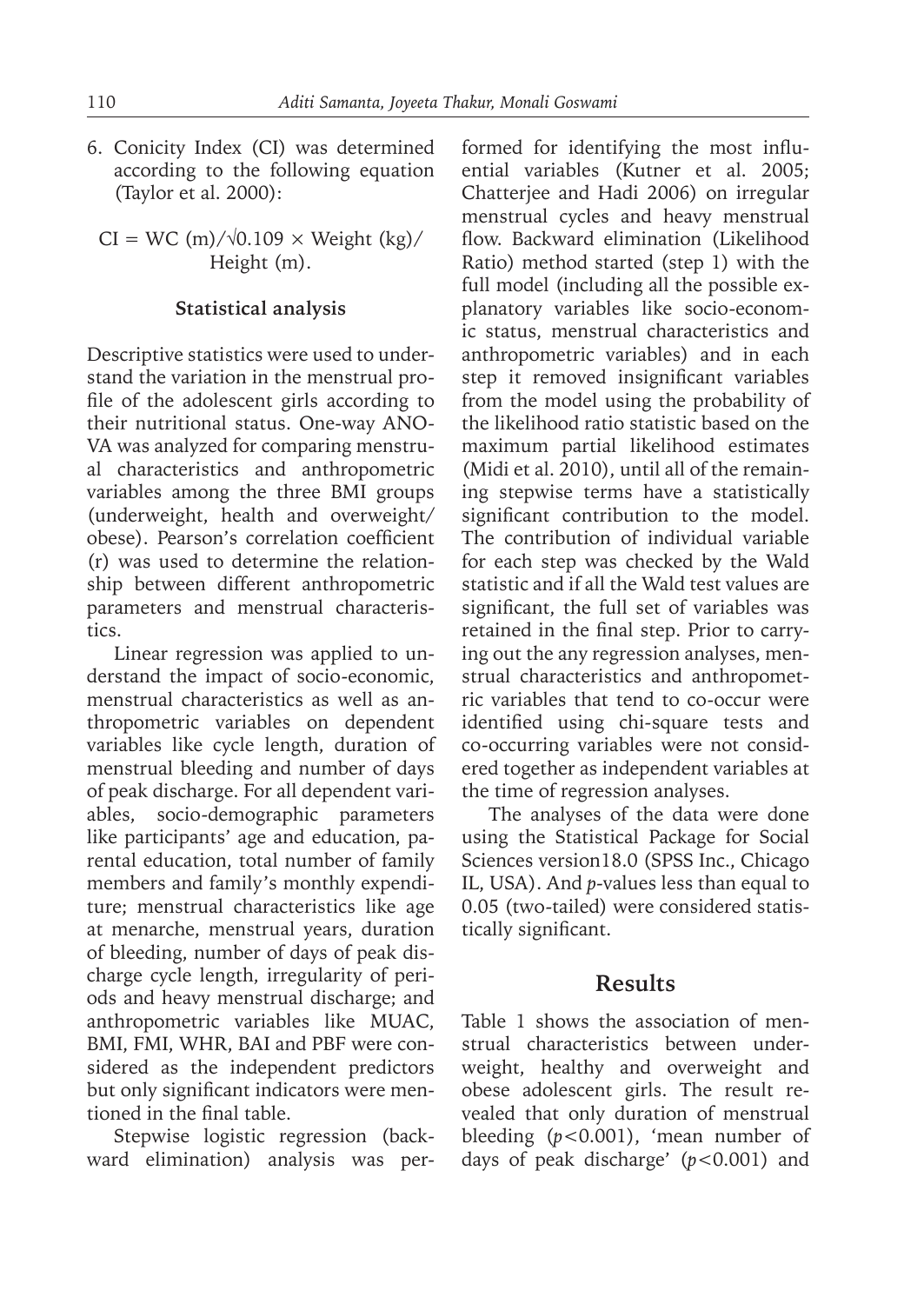6. Conicity Index (CI) was determined according to the following equation (Taylor et al. 2000):

$$\text{CI} = \text{WC (m)}/\sqrt{0.109} \times \text{Weight (kg)}/\text{Height (m)}.$$

### Statistical analysis

Descriptive statistics were used to understand the variation in the menstrual profile of the adolescent girls according to their nutritional status. One-way ANOVA was analyzed for comparing menstrual characteristics and anthropometric variables among the three BMI groups (underweight, health and overweight/obese). Pearson's correlation coefficient (r) was used to determine the relationship between different anthropometric parameters and menstrual characteristics.

Linear regression was applied to understand the impact of socio-economic, menstrual characteristics as well as anthropometric variables on dependent variables like cycle length, duration of menstrual bleeding and number of days of peak discharge. For all dependent variables, socio-demographic parameters like participants' age and education, parental education, total number of family members and family's monthly expenditure; menstrual characteristics like age at menarche, menstrual years, duration of bleeding, number of days of peak discharge cycle length, irregularity of periods and heavy menstrual discharge; and anthropometric variables like MUAC, BMI, FMI, WHR, BAI and PBF were considered as the independent predictors but only significant indicators were mentioned in the final table.

Stepwise logistic regression (backward elimination) analysis was performed for identifying the most influential variables (Kutner et al. 2005; Chatterjee and Hadi 2006) on irregular menstrual cycles and heavy menstrual flow. Backward elimination (Likelihood Ratio) method started (step 1) with the full model (including all the possible explanatory variables like socio-economic status, menstrual characteristics and anthropometric variables) and in each step it removed insignificant variables from the model using the probability of the likelihood ratio statistic based on the maximum partial likelihood estimates (Midi et al. 2010), until all of the remaining stepwise terms have a statistically significant contribution to the model. The contribution of individual variable for each step was checked by the Wald statistic and if all the Wald test values are significant, the full set of variables was retained in the final step. Prior to carrying out the any regression analyses, menstrual characteristics and anthropometric variables that tend to co-occur were identified using chi-square tests and co-occurring variables were not considered together as independent variables at the time of regression analyses.

The analyses of the data were done using the Statistical Package for Social Sciences version18.0 (SPSS Inc., Chicago IL, USA). And *p*-values less than equal to 0.05 (two-tailed) were considered statistically significant.

## Results

Table 1 shows the association of menstrual characteristics between underweight, healthy and overweight and obese adolescent girls. The result revealed that only duration of menstrual bleeding ($p<0.001$), 'mean number of days of peak discharge' ($p<0.001$) and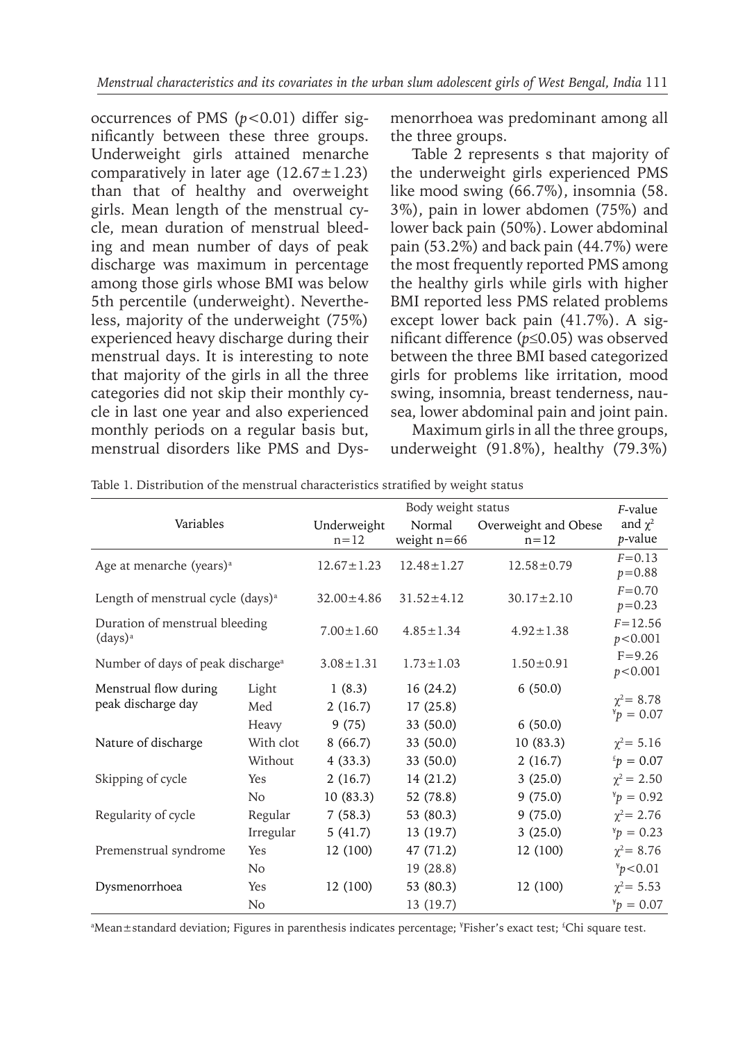occurrences of PMS ($p<0.01$) differ significantly between these three groups. Underweight girls attained menarche comparatively in later age (12.67±1.23) than that of healthy and overweight girls. Mean length of the menstrual cycle, mean duration of menstrual bleeding and mean number of days of peak discharge was maximum in percentage among those girls whose BMI was below 5th percentile (underweight). Nevertheless, majority of the underweight (75%) experienced heavy discharge during their menstrual days. It is interesting to note that majority of the girls in all the three categories did not skip their monthly cycle in last one year and also experienced monthly periods on a regular basis but, menstrual disorders like PMS and Dysmenorrhoea was predominant among all the three groups.

Table 2 represents s that majority of the underweight girls experienced PMS like mood swing (66.7%), insomnia (58. 3%), pain in lower abdomen (75%) and lower back pain (50%). Lower abdominal pain (53.2%) and back pain (44.7%) were the most frequently reported PMS among the healthy girls while girls with higher BMI reported less PMS related problems except lower back pain (41.7%). A significant difference ($p\leq0.05$) was observed between the three BMI based categorized girls for problems like irritation, mood swing, insomnia, breast tenderness, nausea, lower abdominal pain and joint pain.

Maximum girls in all the three groups, underweight (91.8%), healthy (79.3%)

Table 1. Distribution of the menstrual characteristics stratified by weight status

| Variables | | Body weight status | | | *F*-value and $\chi^2$ *p*-value |
|---|---|---|---|---|---|
| | | Underweight n=12 | Normal weight n=66 | Overweight and Obese n=12 | |
| Age at menarche (years)[a] | | 12.67±1.23 | 12.48±1.27 | 12.58±0.79 | $F=0.13$ $p=0.88$ |
| Length of menstrual cycle (days)[a] | | 32.00±4.86 | 31.52±4.12 | 30.17±2.10 | $F=0.70$ $p=0.23$ |
| Duration of menstrual bleeding (days)[a] | | 7.00±1.60 | 4.85±1.34 | 4.92±1.38 | $F=12.56$ $p<0.001$ |
| Number of days of peak discharge[a] | | 3.08±1.31 | 1.73±1.03 | 1.50±0.91 | $F=9.26$ $p<0.001$ |
| Menstrual flow during peak discharge day | Light | 1 (8.3) | 16 (24.2) | 6 (50.0) | $\chi^2=8.78$ [¥]$p=0.07$ |
| | Med | 2 (16.7) | 17 (25.8) | | |
| | Heavy | 9 (75) | 33 (50.0) | 6 (50.0) | |
| Nature of discharge | With clot | 8 (66.7) | 33 (50.0) | 10 (83.3) | $\chi^2=5.16$ |
| | Without | 4 (33.3) | 33 (50.0) | 2 (16.7) | [£]$p=0.07$ |
| Skipping of cycle | Yes | 2 (16.7) | 14 (21.2) | 3 (25.0) | $\chi^2=2.50$ |
| | No | 10 (83.3) | 52 (78.8) | 9 (75.0) | [¥]$p=0.92$ |
| Regularity of cycle | Regular | 7 (58.3) | 53 (80.3) | 9 (75.0) | $\chi^2=2.76$ |
| | Irregular | 5 (41.7) | 13 (19.7) | 3 (25.0) | [¥]$p=0.23$ |
| Premenstrual syndrome | Yes | 12 (100) | 47 (71.2) | 12 (100) | $\chi^2=8.76$ |
| | No | | 19 (28.8) | | [¥]$p<0.01$ |
| Dysmenorrhoea | Yes | 12 (100) | 53 (80.3) | 12 (100) | $\chi^2=5.53$ |
| | No | | 13 (19.7) | | [¥]$p=0.07$ |

[a]Mean±standard deviation; Figures in parenthesis indicates percentage; [¥]Fisher's exact test; [£]Chi square test.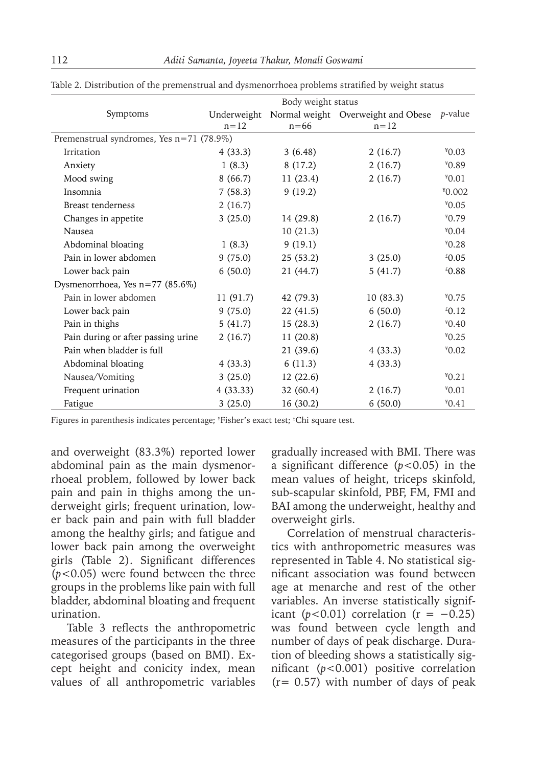Table 2. Distribution of the premenstrual and dysmenorrhoea problems stratified by weight status

| Symptoms | Body weight status | | | *p*-value |
|---|---|---|---|---|
| | Underweight n=12 | Normal weight n=66 | Overweight and Obese n=12 | |
| Premenstrual syndromes, Yes n=71 (78.9%) | | | | |
| Irritation | 4 (33.3) | 3 (6.48) | 2 (16.7) | ¥0.03 |
| Anxiety | 1 (8.3) | 8 (17.2) | 2 (16.7) | ¥0.89 |
| Mood swing | 8 (66.7) | 11 (23.4) | 2 (16.7) | ¥0.01 |
| Insomnia | 7 (58.3) | 9 (19.2) | | ¥0.002 |
| Breast tenderness | 2 (16.7) | | | ¥0.05 |
| Changes in appetite | 3 (25.0) | 14 (29.8) | 2 (16.7) | ¥0.79 |
| Nausea | | 10 (21.3) | | ¥0.04 |
| Abdominal bloating | 1 (8.3) | 9 (19.1) | | ¥0.28 |
| Pain in lower abdomen | 9 (75.0) | 25 (53.2) | 3 (25.0) | £0.05 |
| Lower back pain | 6 (50.0) | 21 (44.7) | 5 (41.7) | £0.88 |
| Dysmenorrhoea, Yes n=77 (85.6%) | | | | |
| Pain in lower abdomen | 11 (91.7) | 42 (79.3) | 10 (83.3) | ¥0.75 |
| Lower back pain | 9 (75.0) | 22 (41.5) | 6 (50.0) | £0.12 |
| Pain in thighs | 5 (41.7) | 15 (28.3) | 2 (16.7) | ¥0.40 |
| Pain during or after passing urine | 2 (16.7) | 11 (20.8) | | ¥0.25 |
| Pain when bladder is full | | 21 (39.6) | 4 (33.3) | ¥0.02 |
| Abdominal bloating | 4 (33.3) | 6 (11.3) | 4 (33.3) | |
| Nausea/Vomiting | 3 (25.0) | 12 (22.6) | | ¥0.21 |
| Frequent urination | 4 (33.33) | 32 (60.4) | 2 (16.7) | ¥0.01 |
| Fatigue | 3 (25.0) | 16 (30.2) | 6 (50.0) | ¥0.41 |

Figures in parenthesis indicates percentage; ¥Fisher's exact test; £Chi square test.

and overweight (83.3%) reported lower abdominal pain as the main dysmenorrhoeal problem, followed by lower back pain and pain in thighs among the underweight girls; frequent urination, lower back pain and pain with full bladder among the healthy girls; and fatigue and lower back pain among the overweight girls (Table 2). Significant differences ($p<0.05$) were found between the three groups in the problems like pain with full bladder, abdominal bloating and frequent urination.

Table 3 reflects the anthropometric measures of the participants in the three categorised groups (based on BMI). Except height and conicity index, mean values of all anthropometric variables gradually increased with BMI. There was a significant difference ($p<0.05$) in the mean values of height, triceps skinfold, sub-scapular skinfold, PBF, FM, FMI and BAI among the underweight, healthy and overweight girls.

Correlation of menstrual characteristics with anthropometric measures was represented in Table 4. No statistical significant association was found between age at menarche and rest of the other variables. An inverse statistically significant ($p<0.01$) correlation ($r = -0.25$) was found between cycle length and number of days of peak discharge. Duration of bleeding shows a statistically significant ($p<0.001$) positive correlation ($r= 0.57$) with number of days of peak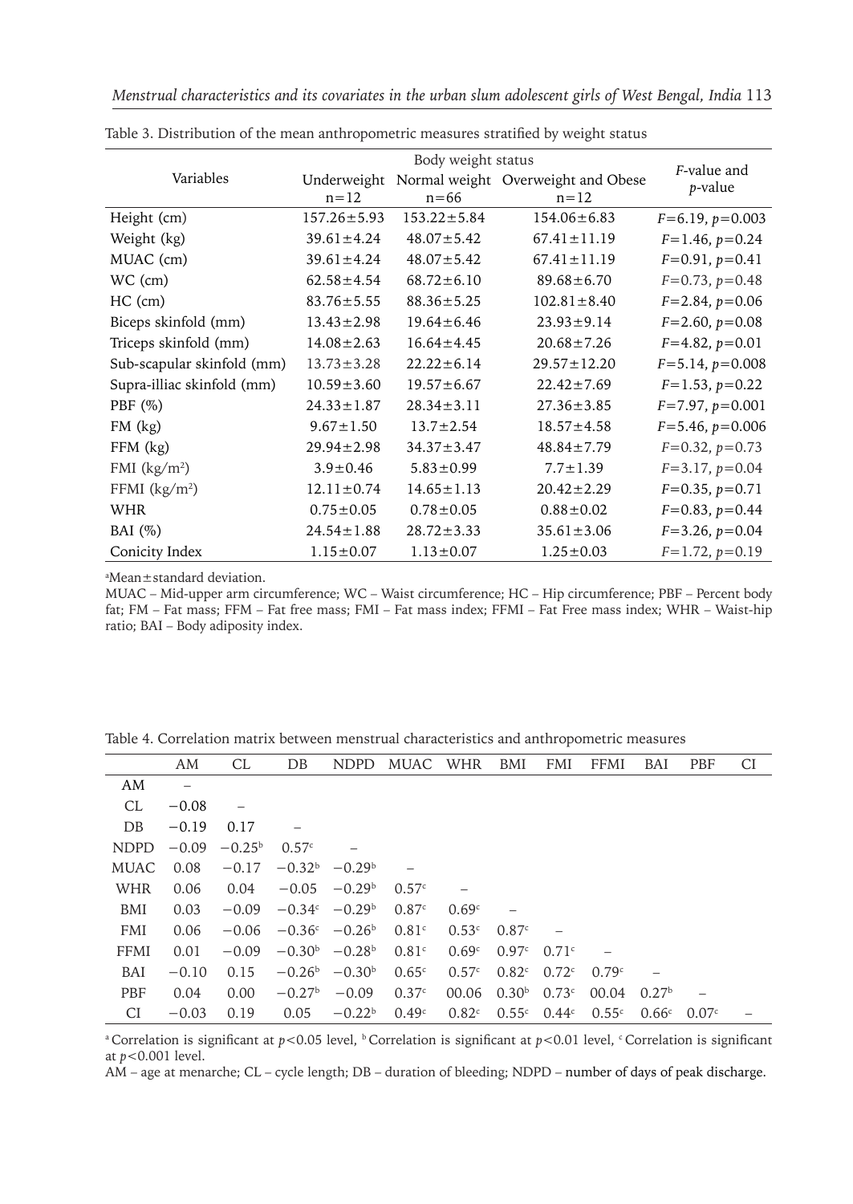Table 3. Distribution of the mean anthropometric measures stratified by weight status

| Variables | Body weight status | | | *F*-value and *p*-value |
|---|---|---|---|---|
| | Underweight n=12 | Normal weight n=66 | Overweight and Obese n=12 | |
| Height (cm) | 157.26±5.93 | 153.22±5.84 | 154.06±6.83 | $F$=6.19, $p$=0.003 |
| Weight (kg) | 39.61±4.24 | 48.07±5.42 | 67.41±11.19 | $F$=1.46, $p$=0.24 |
| MUAC (cm) | 39.61±4.24 | 48.07±5.42 | 67.41±11.19 | $F$=0.91, $p$=0.41 |
| WC (cm) | 62.58±4.54 | 68.72±6.10 | 89.68±6.70 | $F$=0.73, $p$=0.48 |
| HC (cm) | 83.76±5.55 | 88.36±5.25 | 102.81±8.40 | $F$=2.84, $p$=0.06 |
| Biceps skinfold (mm) | 13.43±2.98 | 19.64±6.46 | 23.93±9.14 | $F$=2.60, $p$=0.08 |
| Triceps skinfold (mm) | 14.08±2.63 | 16.64±4.45 | 20.68±7.26 | $F$=4.82, $p$=0.01 |
| Sub-scapular skinfold (mm) | 13.73±3.28 | 22.22±6.14 | 29.57±12.20 | $F$=5.14, $p$=0.008 |
| Supra-illiac skinfold (mm) | 10.59±3.60 | 19.57±6.67 | 22.42±7.69 | $F$=1.53, $p$=0.22 |
| PBF (%) | 24.33±1.87 | 28.34±3.11 | 27.36±3.85 | $F$=7.97, $p$=0.001 |
| FM (kg) | 9.67±1.50 | 13.7±2.54 | 18.57±4.58 | $F$=5.46, $p$=0.006 |
| FFM (kg) | 29.94±2.98 | 34.37±3.47 | 48.84±7.79 | $F$=0.32, $p$=0.73 |
| FMI (kg/m$^2$) | 3.9±0.46 | 5.83±0.99 | 7.7±1.39 | $F$=3.17, $p$=0.04 |
| FFMI (kg/m$^2$) | 12.11±0.74 | 14.65±1.13 | 20.42±2.29 | $F$=0.35, $p$=0.71 |
| WHR | 0.75±0.05 | 0.78±0.05 | 0.88±0.02 | $F$=0.83, $p$=0.44 |
| BAI (%) | 24.54±1.88 | 28.72±3.33 | 35.61±3.06 | $F$=3.26, $p$=0.04 |
| Conicity Index | 1.15±0.07 | 1.13±0.07 | 1.25±0.03 | $F$=1.72, $p$=0.19 |

[a]Mean±standard deviation.

MUAC – Mid-upper arm circumference; WC – Waist circumference; HC – Hip circumference; PBF – Percent body fat; FM – Fat mass; FFM – Fat free mass; FMI – Fat mass index; FFMI – Fat Free mass index; WHR – Waist-hip ratio; BAI – Body adiposity index.

Table 4. Correlation matrix between menstrual characteristics and anthropometric measures

| | AM | CL | DB | NDPD | MUAC | WHR | BMI | FMI | FFMI | BAI | PBF | CI |
|---|---|---|---|---|---|---|---|---|---|---|---|---|
| AM | – | | | | | | | | | | | |
| CL | −0.08 | – | | | | | | | | | | |
| DB | −0.19 | 0.17 | – | | | | | | | | | |
| NDPD | −0.09 | −0.25[b] | 0.57[c] | – | | | | | | | | |
| MUAC | 0.08 | −0.17 | −0.32[b] | −0.29[b] | – | | | | | | | |
| WHR | 0.06 | 0.04 | −0.05 | −0.29[b] | 0.57[c] | – | | | | | | |
| BMI | 0.03 | −0.09 | −0.34[c] | −0.29[b] | 0.87[c] | 0.69[c] | – | | | | | |
| FMI | 0.06 | −0.06 | −0.36[c] | −0.26[b] | 0.81[c] | 0.53[c] | 0.87[c] | – | | | | |
| FFMI | 0.01 | −0.09 | −0.30[b] | −0.28[b] | 0.81[c] | 0.69[c] | 0.97[c] | 0.71[c] | – | | | |
| BAI | −0.10 | 0.15 | −0.26[b] | −0.30[b] | 0.65[c] | 0.57[c] | 0.82[c] | 0.72[c] | 0.79[c] | – | | |
| PBF | 0.04 | 0.00 | −0.27[b] | −0.09 | 0.37[c] | 00.06 | 0.30[b] | 0.73[c] | 00.04 | 0.27[b] | – | |
| CI | −0.03 | 0.19 | 0.05 | −0.22[b] | 0.49[c] | 0.82[c] | 0.55[c] | 0.44[c] | 0.55[c] | 0.66[c] | 0.07[c] | – |

[a] Correlation is significant at $p$<0.05 level, [b] Correlation is significant at $p$<0.01 level, [c] Correlation is significant at $p$<0.001 level.

AM – age at menarche; CL – cycle length; DB – duration of bleeding; NDPD – number of days of peak discharge.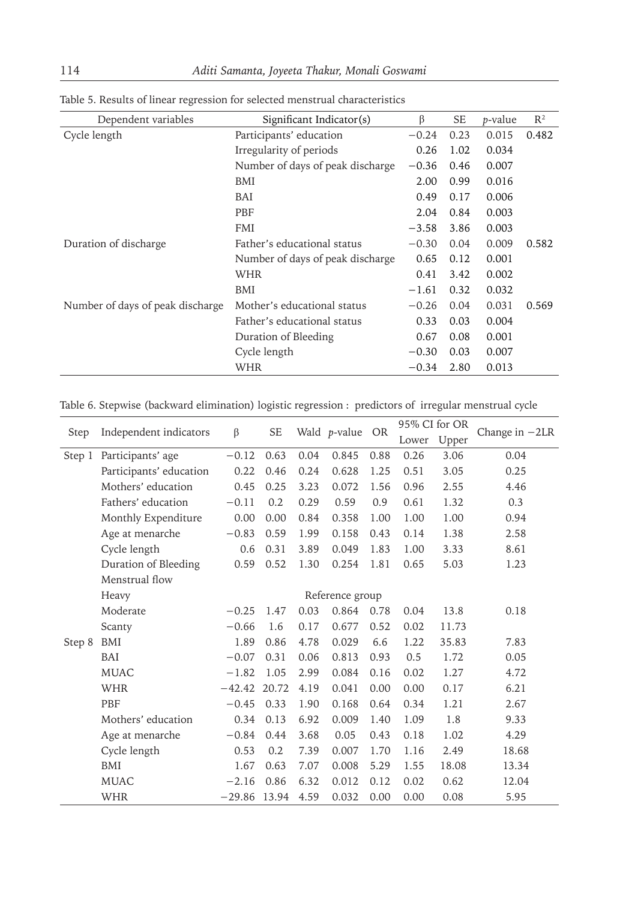Table 5. Results of linear regression for selected menstrual characteristics

| Dependent variables | Significant Indicator(s) | β | SE | *p*-value | $R^2$ |
|---|---|---|---|---|---|
| Cycle length | Participants' education | −0.24 | 0.23 | 0.015 | 0.482 |
| | Irregularity of periods | 0.26 | 1.02 | 0.034 | |
| | Number of days of peak discharge | −0.36 | 0.46 | 0.007 | |
| | BMI | 2.00 | 0.99 | 0.016 | |
| | BAI | 0.49 | 0.17 | 0.006 | |
| | PBF | 2.04 | 0.84 | 0.003 | |
| | FMI | −3.58 | 3.86 | 0.003 | |
| Duration of discharge | Father's educational status | −0.30 | 0.04 | 0.009 | 0.582 |
| | Number of days of peak discharge | 0.65 | 0.12 | 0.001 | |
| | WHR | 0.41 | 3.42 | 0.002 | |
| | BMI | −1.61 | 0.32 | 0.032 | |
| Number of days of peak discharge | Mother's educational status | −0.26 | 0.04 | 0.031 | 0.569 |
| | Father's educational status | 0.33 | 0.03 | 0.004 | |
| | Duration of Bleeding | 0.67 | 0.08 | 0.001 | |
| | Cycle length | −0.30 | 0.03 | 0.007 | |
| | WHR | −0.34 | 2.80 | 0.013 | |

Table 6. Stepwise (backward elimination) logistic regression : predictors of irregular menstrual cycle

| Step | Independent indicators | β | SE | Wald | *p*-value | OR | 95% CI for OR | | Change in −2LR |
|---|---|---|---|---|---|---|---|---|---|
| | | | | | | | Lower | Upper | |
| Step 1 | Participants' age | −0.12 | 0.63 | 0.04 | 0.845 | 0.88 | 0.26 | 3.06 | 0.04 |
| | Participants' education | 0.22 | 0.46 | 0.24 | 0.628 | 1.25 | 0.51 | 3.05 | 0.25 |
| | Mothers' education | 0.45 | 0.25 | 3.23 | 0.072 | 1.56 | 0.96 | 2.55 | 4.46 |
| | Fathers' education | −0.11 | 0.2 | 0.29 | 0.59 | 0.9 | 0.61 | 1.32 | 0.3 |
| | Monthly Expenditure | 0.00 | 0.00 | 0.84 | 0.358 | 1.00 | 1.00 | 1.00 | 0.94 |
| | Age at menarche | −0.83 | 0.59 | 1.99 | 0.158 | 0.43 | 0.14 | 1.38 | 2.58 |
| | Cycle length | 0.6 | 0.31 | 3.89 | 0.049 | 1.83 | 1.00 | 3.33 | 8.61 |
| | Duration of Bleeding | 0.59 | 0.52 | 1.30 | 0.254 | 1.81 | 0.65 | 5.03 | 1.23 |
| | Menstrual flow | | | | | | | | |
| | Heavy | | | | Reference group | | | | |
| | Moderate | −0.25 | 1.47 | 0.03 | 0.864 | 0.78 | 0.04 | 13.8 | 0.18 |
| | Scanty | −0.66 | 1.6 | 0.17 | 0.677 | 0.52 | 0.02 | 11.73 | |
| Step 8 | BMI | 1.89 | 0.86 | 4.78 | 0.029 | 6.6 | 1.22 | 35.83 | 7.83 |
| | BAI | −0.07 | 0.31 | 0.06 | 0.813 | 0.93 | 0.5 | 1.72 | 0.05 |
| | MUAC | −1.82 | 1.05 | 2.99 | 0.084 | 0.16 | 0.02 | 1.27 | 4.72 |
| | WHR | −42.42 | 20.72 | 4.19 | 0.041 | 0.00 | 0.00 | 0.17 | 6.21 |
| | PBF | −0.45 | 0.33 | 1.90 | 0.168 | 0.64 | 0.34 | 1.21 | 2.67 |
| | Mothers' education | 0.34 | 0.13 | 6.92 | 0.009 | 1.40 | 1.09 | 1.8 | 9.33 |
| | Age at menarche | −0.84 | 0.44 | 3.68 | 0.05 | 0.43 | 0.18 | 1.02 | 4.29 |
| | Cycle length | 0.53 | 0.2 | 7.39 | 0.007 | 1.70 | 1.16 | 2.49 | 18.68 |
| | BMI | 1.67 | 0.63 | 7.07 | 0.008 | 5.29 | 1.55 | 18.08 | 13.34 |
| | MUAC | −2.16 | 0.86 | 6.32 | 0.012 | 0.12 | 0.02 | 0.62 | 12.04 |
| | WHR | −29.86 | 13.94 | 4.59 | 0.032 | 0.00 | 0.00 | 0.08 | 5.95 |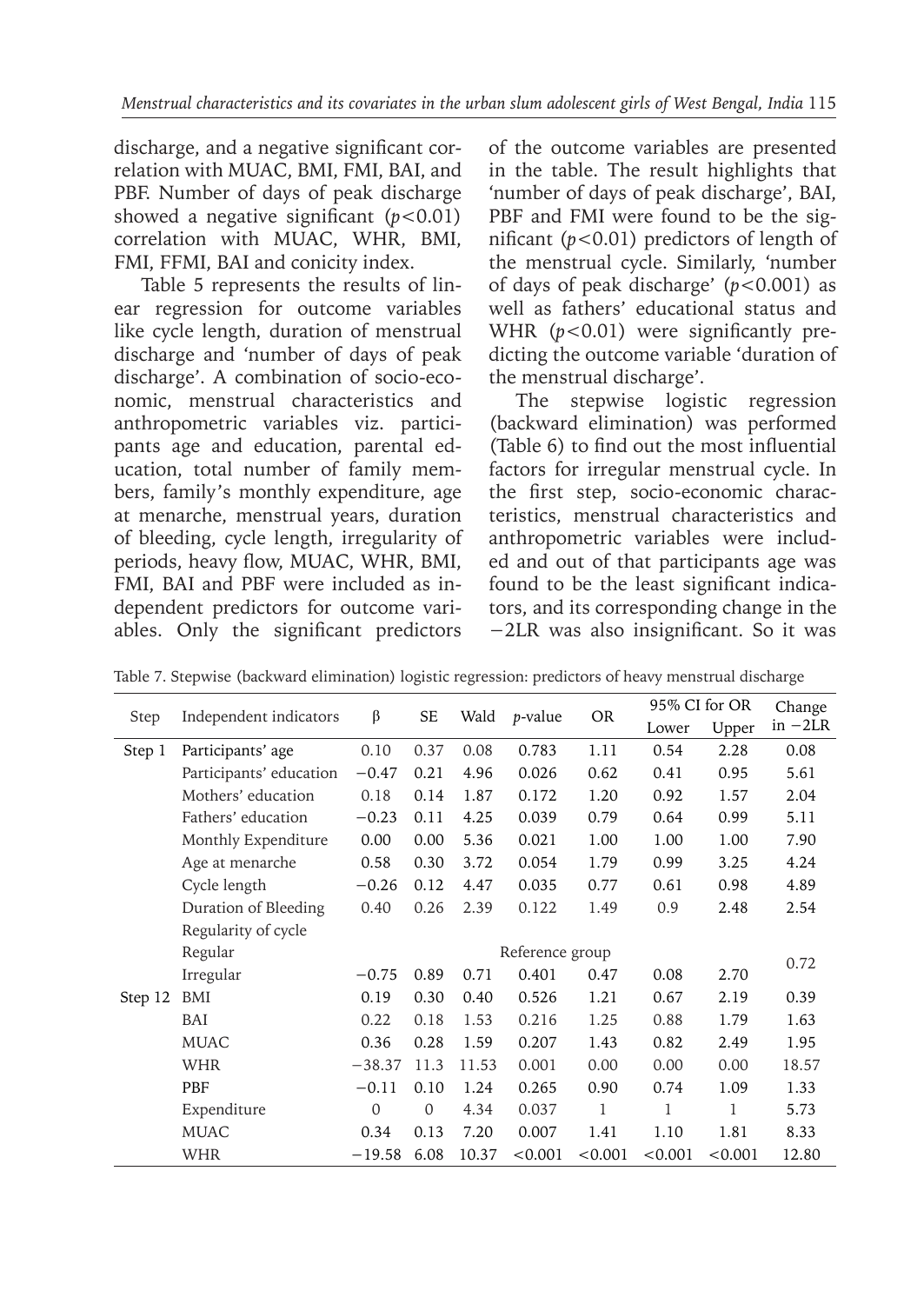discharge, and a negative significant correlation with MUAC, BMI, FMI, BAI, and PBF. Number of days of peak discharge showed a negative significant ($p<0.01$) correlation with MUAC, WHR, BMI, FMI, FFMI, BAI and conicity index.

Table 5 represents the results of linear regression for outcome variables like cycle length, duration of menstrual discharge and 'number of days of peak discharge'. A combination of socio-economic, menstrual characteristics and anthropometric variables viz. participants age and education, parental education, total number of family members, family's monthly expenditure, age at menarche, menstrual years, duration of bleeding, cycle length, irregularity of periods, heavy flow, MUAC, WHR, BMI, FMI, BAI and PBF were included as independent predictors for outcome variables. Only the significant predictors of the outcome variables are presented in the table. The result highlights that 'number of days of peak discharge', BAI, PBF and FMI were found to be the significant ($p<0.01$) predictors of length of the menstrual cycle. Similarly, 'number of days of peak discharge' ($p<0.001$) as well as fathers' educational status and WHR ($p<0.01$) were significantly predicting the outcome variable 'duration of the menstrual discharge'.

The stepwise logistic regression (backward elimination) was performed (Table 6) to find out the most influential factors for irregular menstrual cycle. In the first step, socio-economic characteristics, menstrual characteristics and anthropometric variables were included and out of that participants age was found to be the least significant indicators, and its corresponding change in the −2LR was also insignificant. So it was

Table 7. Stepwise (backward elimination) logistic regression: predictors of heavy menstrual discharge

| Step | Independent indicators | β | SE | Wald | *p*-value | OR | 95% CI for OR | | Change in −2LR |
|---|---|---|---|---|---|---|---|---|---|
| | | | | | | | Lower | Upper | |
| Step 1 | Participants' age | 0.10 | 0.37 | 0.08 | 0.783 | 1.11 | 0.54 | 2.28 | 0.08 |
| | Participants' education | −0.47 | 0.21 | 4.96 | 0.026 | 0.62 | 0.41 | 0.95 | 5.61 |
| | Mothers' education | 0.18 | 0.14 | 1.87 | 0.172 | 1.20 | 0.92 | 1.57 | 2.04 |
| | Fathers' education | −0.23 | 0.11 | 4.25 | 0.039 | 0.79 | 0.64 | 0.99 | 5.11 |
| | Monthly Expenditure | 0.00 | 0.00 | 5.36 | 0.021 | 1.00 | 1.00 | 1.00 | 7.90 |
| | Age at menarche | 0.58 | 0.30 | 3.72 | 0.054 | 1.79 | 0.99 | 3.25 | 4.24 |
| | Cycle length | −0.26 | 0.12 | 4.47 | 0.035 | 0.77 | 0.61 | 0.98 | 4.89 |
| | Duration of Bleeding | 0.40 | 0.26 | 2.39 | 0.122 | 1.49 | 0.9 | 2.48 | 2.54 |
| | Regularity of cycle | | | | | | | | |
| | Regular | Reference group | | | | | | | 0.72 |
| | Irregular | −0.75 | 0.89 | 0.71 | 0.401 | 0.47 | 0.08 | 2.70 | |
| Step 12 | BMI | 0.19 | 0.30 | 0.40 | 0.526 | 1.21 | 0.67 | 2.19 | 0.39 |
| | BAI | 0.22 | 0.18 | 1.53 | 0.216 | 1.25 | 0.88 | 1.79 | 1.63 |
| | MUAC | 0.36 | 0.28 | 1.59 | 0.207 | 1.43 | 0.82 | 2.49 | 1.95 |
| | WHR | −38.37 | 11.3 | 11.53 | 0.001 | 0.00 | 0.00 | 0.00 | 18.57 |
| | PBF | −0.11 | 0.10 | 1.24 | 0.265 | 0.90 | 0.74 | 1.09 | 1.33 |
| | Expenditure | 0 | 0 | 4.34 | 0.037 | 1 | 1 | 1 | 5.73 |
| | MUAC | 0.34 | 0.13 | 7.20 | 0.007 | 1.41 | 1.10 | 1.81 | 8.33 |
| | WHR | −19.58 | 6.08 | 10.37 | <0.001 | <0.001 | <0.001 | <0.001 | 12.80 |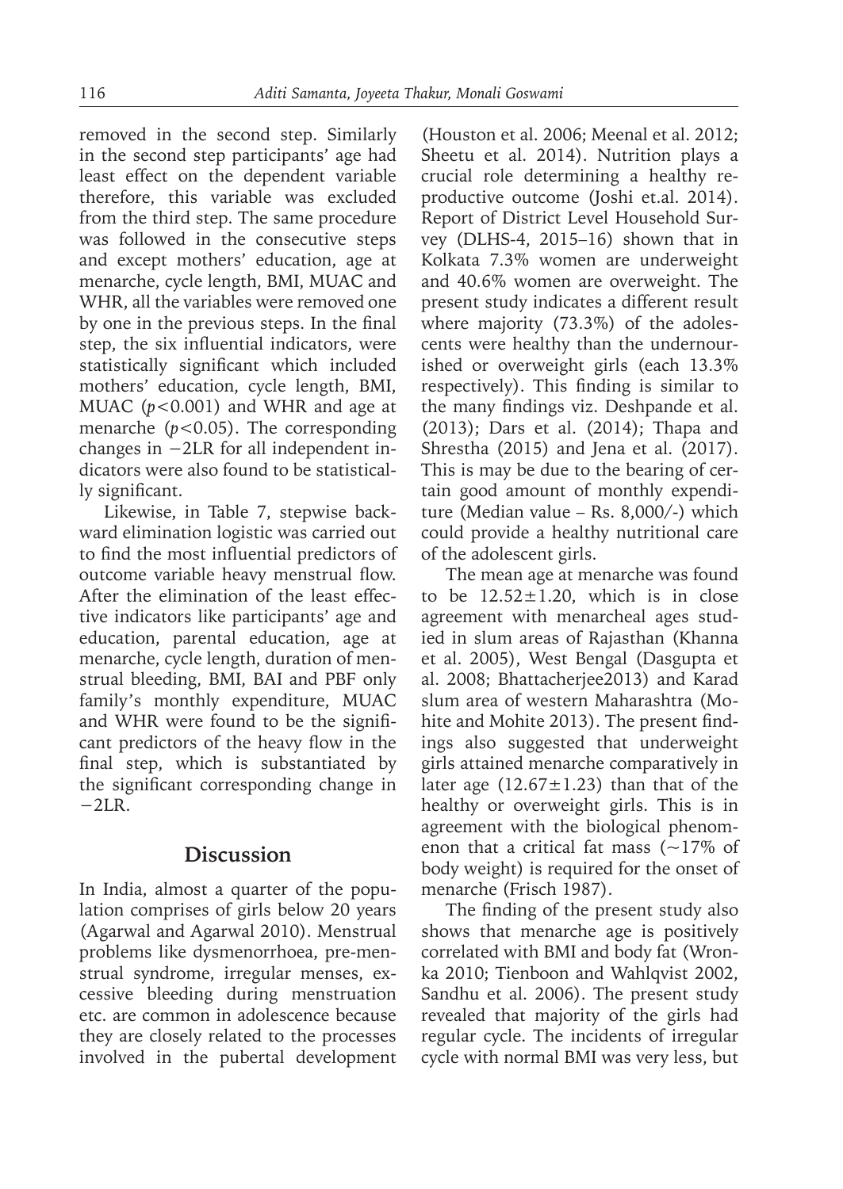removed in the second step. Similarly in the second step participants' age had least effect on the dependent variable therefore, this variable was excluded from the third step. The same procedure was followed in the consecutive steps and except mothers' education, age at menarche, cycle length, BMI, MUAC and WHR, all the variables were removed one by one in the previous steps. In the final step, the six influential indicators, were statistically significant which included mothers' education, cycle length, BMI, MUAC ($p<0.001$) and WHR and age at menarche ($p<0.05$). The corresponding changes in $-2$LR for all independent indicators were also found to be statistically significant.

Likewise, in Table 7, stepwise backward elimination logistic was carried out to find the most influential predictors of outcome variable heavy menstrual flow. After the elimination of the least effective indicators like participants' age and education, parental education, age at menarche, cycle length, duration of menstrual bleeding, BMI, BAI and PBF only family's monthly expenditure, MUAC and WHR were found to be the significant predictors of the heavy flow in the final step, which is substantiated by the significant corresponding change in $-2$LR.

## Discussion

In India, almost a quarter of the population comprises of girls below 20 years (Agarwal and Agarwal 2010). Menstrual problems like dysmenorrhoea, pre-menstrual syndrome, irregular menses, excessive bleeding during menstruation etc. are common in adolescence because they are closely related to the processes involved in the pubertal development (Houston et al. 2006; Meenal et al. 2012; Sheetu et al. 2014). Nutrition plays a crucial role determining a healthy reproductive outcome (Joshi et.al. 2014). Report of District Level Household Survey (DLHS-4, 2015–16) shown that in Kolkata 7.3% women are underweight and 40.6% women are overweight. The present study indicates a different result where majority (73.3%) of the adolescents were healthy than the undernourished or overweight girls (each 13.3% respectively). This finding is similar to the many findings viz. Deshpande et al. (2013); Dars et al. (2014); Thapa and Shrestha (2015) and Jena et al. (2017). This is may be due to the bearing of certain good amount of monthly expenditure (Median value – Rs. 8,000/-) which could provide a healthy nutritional care of the adolescent girls.

The mean age at menarche was found to be $12.52\pm1.20$, which is in close agreement with menarcheal ages studied in slum areas of Rajasthan (Khanna et al. 2005), West Bengal (Dasgupta et al. 2008; Bhattacherjee2013) and Karad slum area of western Maharashtra (Mohite and Mohite 2013). The present findings also suggested that underweight girls attained menarche comparatively in later age ($12.67\pm1.23$) than that of the healthy or overweight girls. This is in agreement with the biological phenomenon that a critical fat mass ($\sim$17% of body weight) is required for the onset of menarche (Frisch 1987).

The finding of the present study also shows that menarche age is positively correlated with BMI and body fat (Wronka 2010; Tienboon and Wahlqvist 2002, Sandhu et al. 2006). The present study revealed that majority of the girls had regular cycle. The incidents of irregular cycle with normal BMI was very less, but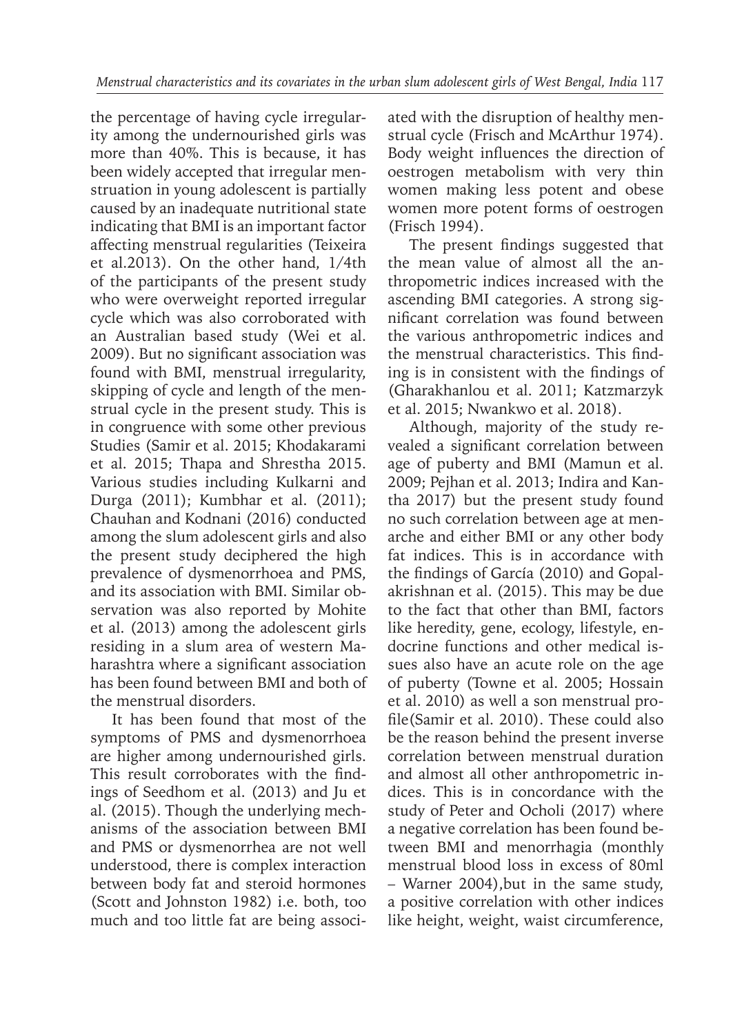the percentage of having cycle irregularity among the undernourished girls was more than 40%. This is because, it has been widely accepted that irregular menstruation in young adolescent is partially caused by an inadequate nutritional state indicating that BMI is an important factor affecting menstrual regularities (Teixeira et al.2013). On the other hand, 1/4th of the participants of the present study who were overweight reported irregular cycle which was also corroborated with an Australian based study (Wei et al. 2009). But no significant association was found with BMI, menstrual irregularity, skipping of cycle and length of the menstrual cycle in the present study. This is in congruence with some other previous Studies (Samir et al. 2015; Khodakarami et al. 2015; Thapa and Shrestha 2015. Various studies including Kulkarni and Durga (2011); Kumbhar et al. (2011); Chauhan and Kodnani (2016) conducted among the slum adolescent girls and also the present study deciphered the high prevalence of dysmenorrhoea and PMS, and its association with BMI. Similar observation was also reported by Mohite et al. (2013) among the adolescent girls residing in a slum area of western Maharashtra where a significant association has been found between BMI and both of the menstrual disorders.

It has been found that most of the symptoms of PMS and dysmenorrhoea are higher among undernourished girls. This result corroborates with the findings of Seedhom et al. (2013) and Ju et al. (2015). Though the underlying mechanisms of the association between BMI and PMS or dysmenorrhea are not well understood, there is complex interaction between body fat and steroid hormones (Scott and Johnston 1982) i.e. both, too much and too little fat are being associated with the disruption of healthy menstrual cycle (Frisch and McArthur 1974). Body weight influences the direction of oestrogen metabolism with very thin women making less potent and obese women more potent forms of oestrogen (Frisch 1994).

The present findings suggested that the mean value of almost all the anthropometric indices increased with the ascending BMI categories. A strong significant correlation was found between the various anthropometric indices and the menstrual characteristics. This finding is in consistent with the findings of (Gharakhanlou et al. 2011; Katzmarzyk et al. 2015; Nwankwo et al. 2018).

Although, majority of the study revealed a significant correlation between age of puberty and BMI (Mamun et al. 2009; Pejhan et al. 2013; Indira and Kantha 2017) but the present study found no such correlation between age at menarche and either BMI or any other body fat indices. This is in accordance with the findings of García (2010) and Gopalakrishnan et al. (2015). This may be due to the fact that other than BMI, factors like heredity, gene, ecology, lifestyle, endocrine functions and other medical issues also have an acute role on the age of puberty (Towne et al. 2005; Hossain et al. 2010) as well a son menstrual profile(Samir et al. 2010). These could also be the reason behind the present inverse correlation between menstrual duration and almost all other anthropometric indices. This is in concordance with the study of Peter and Ocholi (2017) where a negative correlation has been found between BMI and menorrhagia (monthly menstrual blood loss in excess of 80ml – Warner 2004),but in the same study, a positive correlation with other indices like height, weight, waist circumference,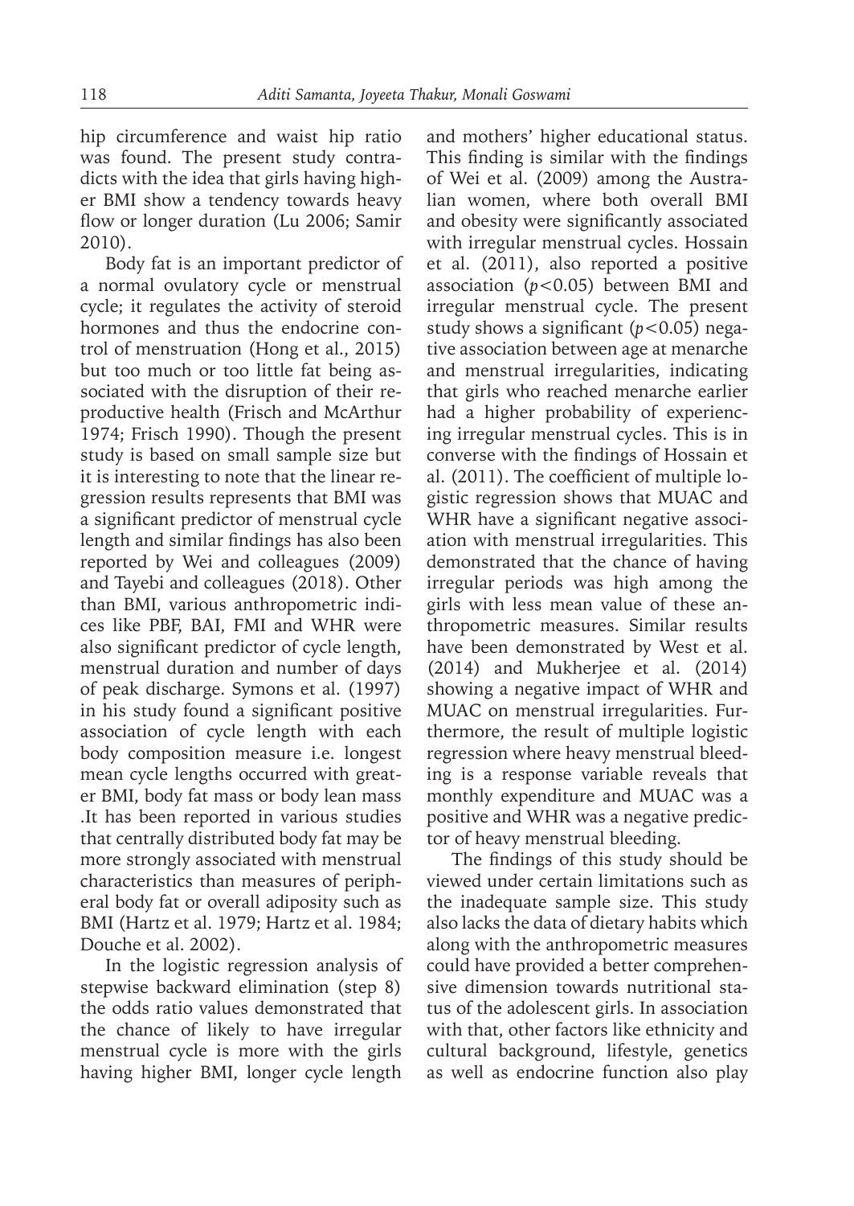hip circumference and waist hip ratio was found. The present study contradicts with the idea that girls having higher BMI show a tendency towards heavy flow or longer duration (Lu 2006; Samir 2010).

Body fat is an important predictor of a normal ovulatory cycle or menstrual cycle; it regulates the activity of steroid hormones and thus the endocrine control of menstruation (Hong et al., 2015) but too much or too little fat being associated with the disruption of their reproductive health (Frisch and McArthur 1974; Frisch 1990). Though the present study is based on small sample size but it is interesting to note that the linear regression results represents that BMI was a significant predictor of menstrual cycle length and similar findings has also been reported by Wei and colleagues (2009) and Tayebi and colleagues (2018). Other than BMI, various anthropometric indices like PBF, BAI, FMI and WHR were also significant predictor of cycle length, menstrual duration and number of days of peak discharge. Symons et al. (1997) in his study found a significant positive association of cycle length with each body composition measure i.e. longest mean cycle lengths occurred with greater BMI, body fat mass or body lean mass .It has been reported in various studies that centrally distributed body fat may be more strongly associated with menstrual characteristics than measures of peripheral body fat or overall adiposity such as BMI (Hartz et al. 1979; Hartz et al. 1984; Douche et al. 2002).

In the logistic regression analysis of stepwise backward elimination (step 8) the odds ratio values demonstrated that the chance of likely to have irregular menstrual cycle is more with the girls having higher BMI, longer cycle length and mothers' higher educational status. This finding is similar with the findings of Wei et al. (2009) among the Australian women, where both overall BMI and obesity were significantly associated with irregular menstrual cycles. Hossain et al. (2011), also reported a positive association ($p<0.05$) between BMI and irregular menstrual cycle. The present study shows a significant ($p<0.05$) negative association between age at menarche and menstrual irregularities, indicating that girls who reached menarche earlier had a higher probability of experiencing irregular menstrual cycles. This is in converse with the findings of Hossain et al. (2011). The coefficient of multiple logistic regression shows that MUAC and WHR have a significant negative association with menstrual irregularities. This demonstrated that the chance of having irregular periods was high among the girls with less mean value of these anthropometric measures. Similar results have been demonstrated by West et al. (2014) and Mukherjee et al. (2014) showing a negative impact of WHR and MUAC on menstrual irregularities. Furthermore, the result of multiple logistic regression where heavy menstrual bleeding is a response variable reveals that monthly expenditure and MUAC was a positive and WHR was a negative predictor of heavy menstrual bleeding.

The findings of this study should be viewed under certain limitations such as the inadequate sample size. This study also lacks the data of dietary habits which along with the anthropometric measures could have provided a better comprehensive dimension towards nutritional status of the adolescent girls. In association with that, other factors like ethnicity and cultural background, lifestyle, genetics as well as endocrine function also play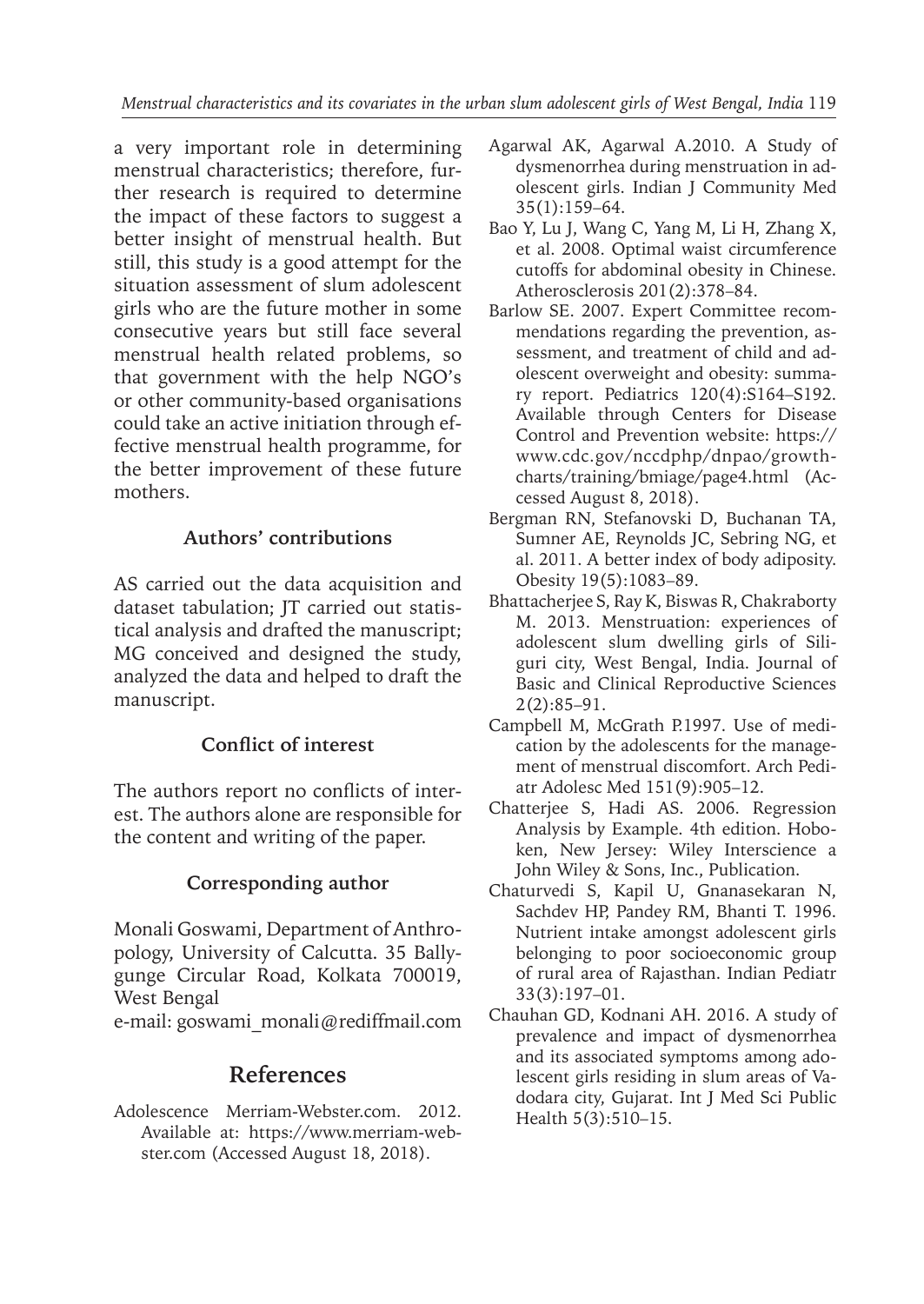a very important role in determining menstrual characteristics; therefore, further research is required to determine the impact of these factors to suggest a better insight of menstrual health. But still, this study is a good attempt for the situation assessment of slum adolescent girls who are the future mother in some consecutive years but still face several menstrual health related problems, so that government with the help NGO's or other community-based organisations could take an active initiation through effective menstrual health programme, for the better improvement of these future mothers.

### Authors' contributions

AS carried out the data acquisition and dataset tabulation; JT carried out statistical analysis and drafted the manuscript; MG conceived and designed the study, analyzed the data and helped to draft the manuscript.

### Conflict of interest

The authors report no conflicts of interest. The authors alone are responsible for the content and writing of the paper.

### Corresponding author

Monali Goswami, Department of Anthropology, University of Calcutta. 35 Ballygunge Circular Road, Kolkata 700019, West Bengal
e-mail: goswami_monali@rediffmail.com

## References

Adolescence Merriam-Webster.com. 2012. Available at: https://www.merriam-webster.com (Accessed August 18, 2018).

Agarwal AK, Agarwal A.2010. A Study of dysmenorrhea during menstruation in adolescent girls. Indian J Community Med 35(1):159–64.

Bao Y, Lu J, Wang C, Yang M, Li H, Zhang X, et al. 2008. Optimal waist circumference cutoffs for abdominal obesity in Chinese. Atherosclerosis 201(2):378–84.

Barlow SE. 2007. Expert Committee recommendations regarding the prevention, assessment, and treatment of child and adolescent overweight and obesity: summary report. Pediatrics 120(4):S164–S192. Available through Centers for Disease Control and Prevention website: https://www.cdc.gov/nccdphp/dnpao/growthcharts/training/bmiage/page4.html (Accessed August 8, 2018).

Bergman RN, Stefanovski D, Buchanan TA, Sumner AE, Reynolds JC, Sebring NG, et al. 2011. A better index of body adiposity. Obesity 19(5):1083–89.

Bhattacherjee S, Ray K, Biswas R, Chakraborty M. 2013. Menstruation: experiences of adolescent slum dwelling girls of Siliguri city, West Bengal, India. Journal of Basic and Clinical Reproductive Sciences 2(2):85–91.

Campbell M, McGrath P.1997. Use of medication by the adolescents for the management of menstrual discomfort. Arch Pediatr Adolesc Med 151(9):905–12.

Chatterjee S, Hadi AS. 2006. Regression Analysis by Example. 4th edition. Hoboken, New Jersey: Wiley Interscience a John Wiley & Sons, Inc., Publication.

Chaturvedi S, Kapil U, Gnanasekaran N, Sachdev HP, Pandey RM, Bhanti T. 1996. Nutrient intake amongst adolescent girls belonging to poor socioeconomic group of rural area of Rajasthan. Indian Pediatr 33(3):197–01.

Chauhan GD, Kodnani AH. 2016. A study of prevalence and impact of dysmenorrhea and its associated symptoms among adolescent girls residing in slum areas of Vadodara city, Gujarat. Int J Med Sci Public Health 5(3):510–15.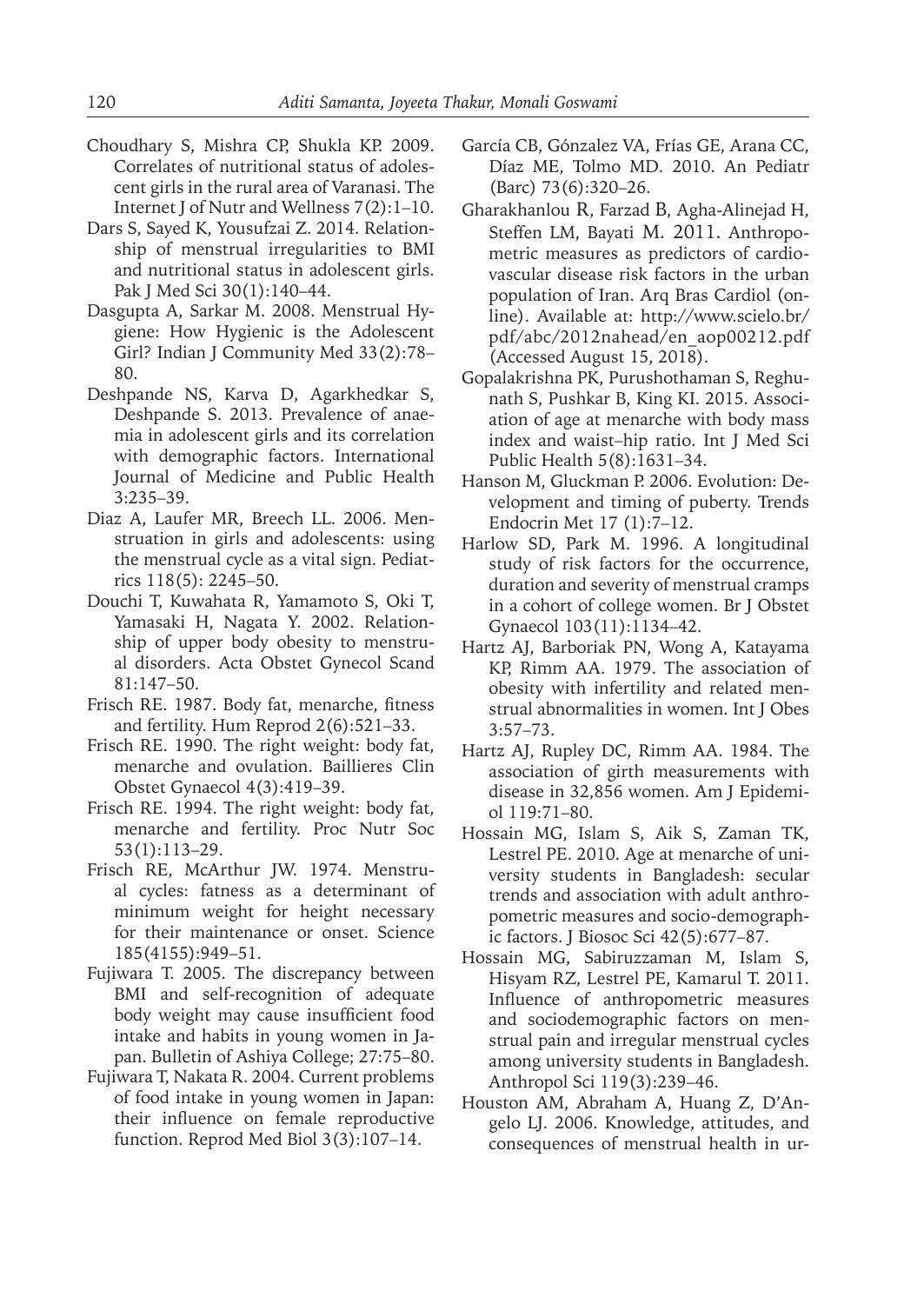Choudhary S, Mishra CP, Shukla KP. 2009. Correlates of nutritional status of adolescent girls in the rural area of Varanasi. The Internet J of Nutr and Wellness 7(2):1–10.

Dars S, Sayed K, Yousufzai Z. 2014. Relationship of menstrual irregularities to BMI and nutritional status in adolescent girls. Pak J Med Sci 30(1):140–44.

Dasgupta A, Sarkar M. 2008. Menstrual Hygiene: How Hygienic is the Adolescent Girl? Indian J Community Med 33(2):78–80.

Deshpande NS, Karva D, Agarkhedkar S, Deshpande S. 2013. Prevalence of anaemia in adolescent girls and its correlation with demographic factors. International Journal of Medicine and Public Health 3:235–39.

Diaz A, Laufer MR, Breech LL. 2006. Menstruation in girls and adolescents: using the menstrual cycle as a vital sign. Pediatrics 118(5): 2245–50.

Douchi T, Kuwahata R, Yamamoto S, Oki T, Yamasaki H, Nagata Y. 2002. Relationship of upper body obesity to menstrual disorders. Acta Obstet Gynecol Scand 81:147–50.

Frisch RE. 1987. Body fat, menarche, fitness and fertility. Hum Reprod 2(6):521–33.

Frisch RE. 1990. The right weight: body fat, menarche and ovulation. Baillieres Clin Obstet Gynaecol 4(3):419–39.

Frisch RE. 1994. The right weight: body fat, menarche and fertility. Proc Nutr Soc 53(1):113–29.

Frisch RE, McArthur JW. 1974. Menstrual cycles: fatness as a determinant of minimum weight for height necessary for their maintenance or onset. Science 185(4155):949–51.

Fujiwara T. 2005. The discrepancy between BMI and self-recognition of adequate body weight may cause insufficient food intake and habits in young women in Japan. Bulletin of Ashiya College; 27:75–80.

Fujiwara T, Nakata R. 2004. Current problems of food intake in young women in Japan: their influence on female reproductive function. Reprod Med Biol 3(3):107–14.

García CB, Gónzalez VA, Frías GE, Arana CC, Díaz ME, Tolmo MD. 2010. An Pediatr (Barc) 73(6):320–26.

Gharakhanlou R, Farzad B, Agha-Alinejad H, Steffen LM, Bayati M. 2011. Anthropometric measures as predictors of cardiovascular disease risk factors in the urban population of Iran. Arq Bras Cardiol (online). Available at: http://www.scielo.br/pdf/abc/2012nahead/en_aop00212.pdf (Accessed August 15, 2018).

Gopalakrishna PK, Purushothaman S, Reghunath S, Pushkar B, King KI. 2015. Association of age at menarche with body mass index and waist–hip ratio. Int J Med Sci Public Health 5(8):1631–34.

Hanson M, Gluckman P. 2006. Evolution: Development and timing of puberty. Trends Endocrin Met 17 (1):7–12.

Harlow SD, Park M. 1996. A longitudinal study of risk factors for the occurrence, duration and severity of menstrual cramps in a cohort of college women. Br J Obstet Gynaecol 103(11):1134–42.

Hartz AJ, Barboriak PN, Wong A, Katayama KP, Rimm AA. 1979. The association of obesity with infertility and related menstrual abnormalities in women. Int J Obes 3:57–73.

Hartz AJ, Rupley DC, Rimm AA. 1984. The association of girth measurements with disease in 32,856 women. Am J Epidemiol 119:71–80.

Hossain MG, Islam S, Aik S, Zaman TK, Lestrel PE. 2010. Age at menarche of university students in Bangladesh: secular trends and association with adult anthropometric measures and socio-demographic factors. J Biosoc Sci 42(5):677–87.

Hossain MG, Sabiruzzaman M, Islam S, Hisyam RZ, Lestrel PE, Kamarul T. 2011. Influence of anthropometric measures and sociodemographic factors on menstrual pain and irregular menstrual cycles among university students in Bangladesh. Anthropol Sci 119(3):239–46.

Houston AM, Abraham A, Huang Z, D'Angelo LJ. 2006. Knowledge, attitudes, and consequences of menstrual health in ur-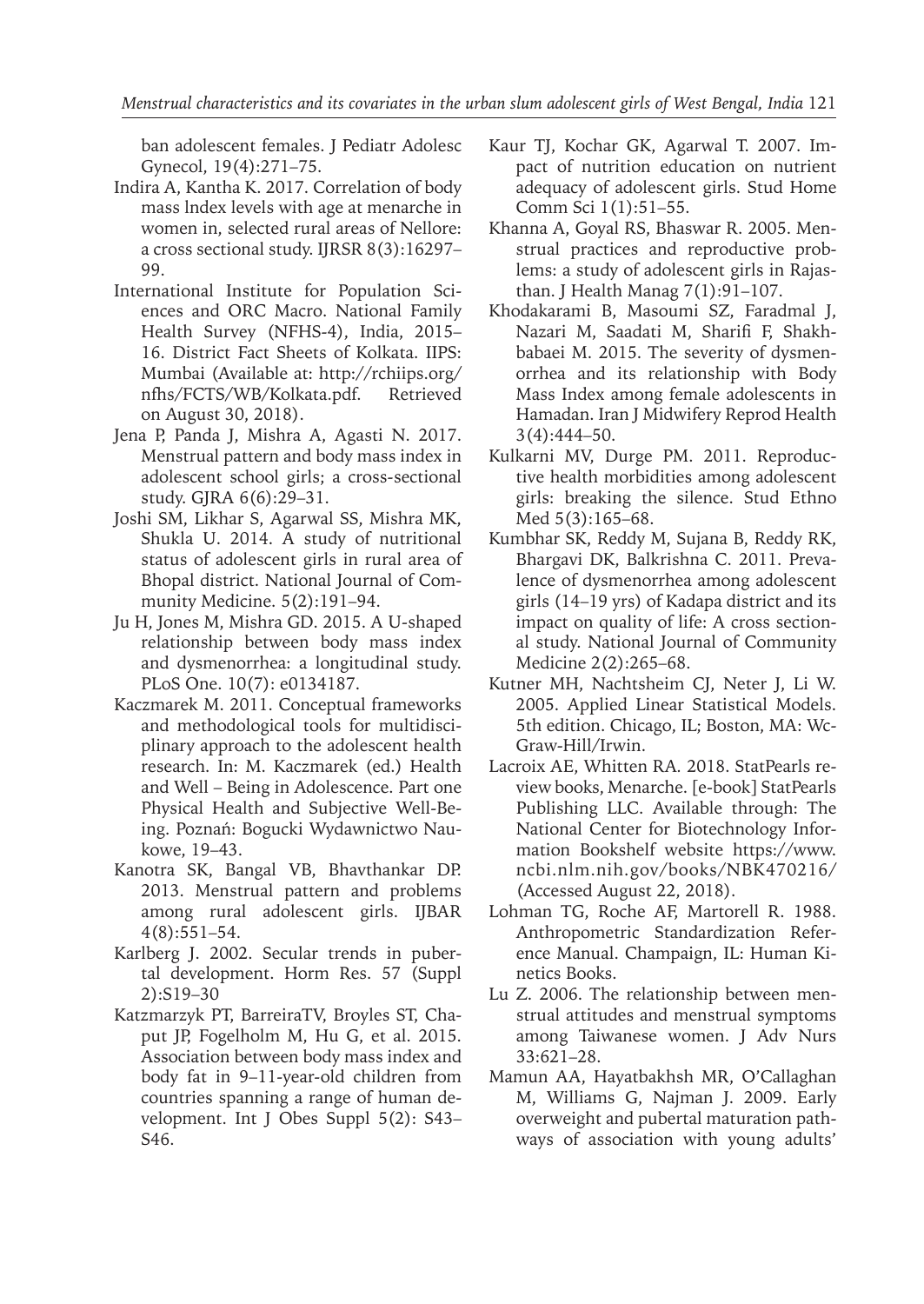ban adolescent females. J Pediatr Adolesc Gynecol, 19(4):271–75.

Indira A, Kantha K. 2017. Correlation of body mass lndex levels with age at menarche in women in, selected rural areas of Nellore: a cross sectional study. IJRSR 8(3):16297–99.

International Institute for Population Sciences and ORC Macro. National Family Health Survey (NFHS-4), India, 2015–16. District Fact Sheets of Kolkata. IIPS: Mumbai (Available at: http://rchiips.org/nfhs/FCTS/WB/Kolkata.pdf. Retrieved on August 30, 2018).

Jena P, Panda J, Mishra A, Agasti N. 2017. Menstrual pattern and body mass index in adolescent school girls; a cross-sectional study. GJRA 6(6):29–31.

Joshi SM, Likhar S, Agarwal SS, Mishra MK, Shukla U. 2014. A study of nutritional status of adolescent girls in rural area of Bhopal district. National Journal of Community Medicine. 5(2):191–94.

Ju H, Jones M, Mishra GD. 2015. A U-shaped relationship between body mass index and dysmenorrhea: a longitudinal study. PLoS One. 10(7): e0134187.

Kaczmarek M. 2011. Conceptual frameworks and methodological tools for multidisciplinary approach to the adolescent health research. In: M. Kaczmarek (ed.) Health and Well – Being in Adolescence. Part one Physical Health and Subjective Well-Being. Poznań: Bogucki Wydawnictwo Naukowe, 19–43.

Kanotra SK, Bangal VB, Bhavthankar DP. 2013. Menstrual pattern and problems among rural adolescent girls. IJBAR 4(8):551–54.

Karlberg J. 2002. Secular trends in pubertal development. Horm Res. 57 (Suppl 2):S19–30

Katzmarzyk PT, BarreiraTV, Broyles ST, Chaput JP, Fogelholm M, Hu G, et al. 2015. Association between body mass index and body fat in 9–11-year-old children from countries spanning a range of human development. Int J Obes Suppl 5(2): S43–S46.

Kaur TJ, Kochar GK, Agarwal T. 2007. Impact of nutrition education on nutrient adequacy of adolescent girls. Stud Home Comm Sci 1(1):51–55.

Khanna A, Goyal RS, Bhaswar R. 2005. Menstrual practices and reproductive problems: a study of adolescent girls in Rajasthan. J Health Manag 7(1):91–107.

Khodakarami B, Masoumi SZ, Faradmal J, Nazari M, Saadati M, Sharifi F, Shakhbabaei M. 2015. The severity of dysmenorrhea and its relationship with Body Mass Index among female adolescents in Hamadan. Iran J Midwifery Reprod Health 3(4):444–50.

Kulkarni MV, Durge PM. 2011. Reproductive health morbidities among adolescent girls: breaking the silence. Stud Ethno Med 5(3):165–68.

Kumbhar SK, Reddy M, Sujana B, Reddy RK, Bhargavi DK, Balkrishna C. 2011. Prevalence of dysmenorrhea among adolescent girls (14–19 yrs) of Kadapa district and its impact on quality of life: A cross sectional study. National Journal of Community Medicine 2(2):265–68.

Kutner MH, Nachtsheim CJ, Neter J, Li W. 2005. Applied Linear Statistical Models. 5th edition. Chicago, IL; Boston, MA: Wc-Graw-Hill/Irwin.

Lacroix AE, Whitten RA. 2018. StatPearls review books, Menarche. [e-book] StatPearls Publishing LLC. Available through: The National Center for Biotechnology Information Bookshelf website https://www.ncbi.nlm.nih.gov/books/NBK470216/ (Accessed August 22, 2018).

Lohman TG, Roche AF, Martorell R. 1988. Anthropometric Standardization Reference Manual. Champaign, IL: Human Kinetics Books.

Lu Z. 2006. The relationship between menstrual attitudes and menstrual symptoms among Taiwanese women. J Adv Nurs 33:621–28.

Mamun AA, Hayatbakhsh MR, O'Callaghan M, Williams G, Najman J. 2009. Early overweight and pubertal maturation pathways of association with young adults'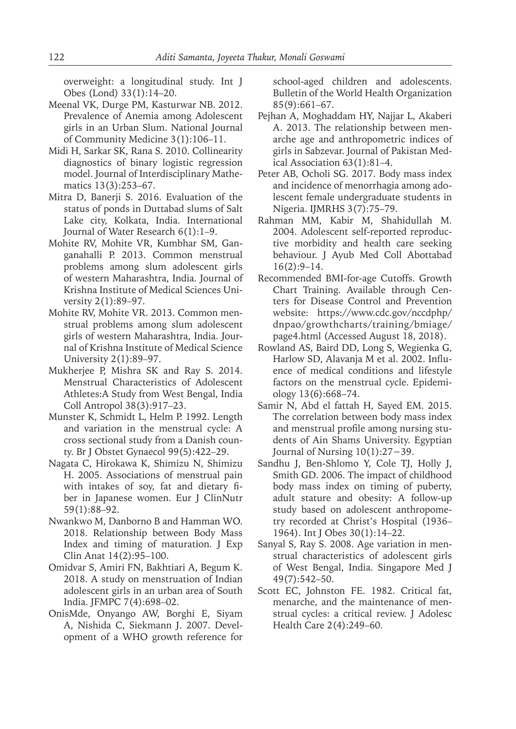overweight: a longitudinal study. Int J Obes (Lond) 33(1):14–20.

Meenal VK, Durge PM, Kasturwar NB. 2012. Prevalence of Anemia among Adolescent girls in an Urban Slum. National Journal of Community Medicine 3(1):106–11.

Midi H, Sarkar SK, Rana S. 2010. Collinearity diagnostics of binary logistic regression model. Journal of Interdisciplinary Mathematics 13(3):253–67.

Mitra D, Banerji S. 2016. Evaluation of the status of ponds in Duttabad slums of Salt Lake city, Kolkata, India. International Journal of Water Research 6(1):1–9.

Mohite RV, Mohite VR, Kumbhar SM, Ganganahalli P. 2013. Common menstrual problems among slum adolescent girls of western Maharashtra, India. Journal of Krishna Institute of Medical Sciences University 2(1):89–97.

Mohite RV, Mohite VR. 2013. Common menstrual problems among slum adolescent girls of western Maharashtra, India. Journal of Krishna Institute of Medical Science University 2(1):89–97.

Mukherjee P, Mishra SK and Ray S. 2014. Menstrual Characteristics of Adolescent Athletes:A Study from West Bengal, India Coll Antropol 38(3):917–23.

Munster K, Schmidt L, Helm P. 1992. Length and variation in the menstrual cycle: A cross sectional study from a Danish county. Br J Obstet Gynaecol 99(5):422–29.

Nagata C, Hirokawa K, Shimizu N, Shimizu H. 2005. Associations of menstrual pain with intakes of soy, fat and dietary fiber in Japanese women. Eur J ClinNutr 59(1):88–92.

Nwankwo M, Danborno B and Hamman WO. 2018. Relationship between Body Mass Index and timing of maturation. J Exp Clin Anat 14(2):95–100.

Omidvar S, Amiri FN, Bakhtiari A, Begum K. 2018. A study on menstruation of Indian adolescent girls in an urban area of South India. JFMPC 7(4):698–02.

OnisMde, Onyango AW, Borghi E, Siyam A, Nishida C, Siekmann J. 2007. Development of a WHO growth reference for school-aged children and adolescents. Bulletin of the World Health Organization 85(9):661–67.

Pejhan A, Moghaddam HY, Najjar L, Akaberi A. 2013. The relationship between menarche age and anthropometric indices of girls in Sabzevar. Journal of Pakistan Medical Association 63(1):81–4.

Peter AB, Ocholi SG. 2017. Body mass index and incidence of menorrhagia among adolescent female undergraduate students in Nigeria. IJMRHS 3(7):75–79.

Rahman MM, Kabir M, Shahidullah M. 2004. Adolescent self-reported reproductive morbidity and health care seeking behaviour. J Ayub Med Coll Abottabad 16(2):9–14.

Recommended BMI-for-age Cutoffs. Growth Chart Training. Available through Centers for Disease Control and Prevention website: https://www.cdc.gov/nccdphp/dnpao/growthcharts/training/bmiage/page4.html (Accessed August 18, 2018).

Rowland AS, Baird DD, Long S, Wegienka G, Harlow SD, Alavanja M et al. 2002. Influence of medical conditions and lifestyle factors on the menstrual cycle. Epidemiology 13(6):668–74.

Samir N, Abd el fattah H, Sayed EM. 2015. The correlation between body mass index and menstrual profile among nursing students of Ain Shams University. Egyptian Journal of Nursing 10(1):27−39.

Sandhu J, Ben-Shlomo Y, Cole TJ, Holly J, Smith GD. 2006. The impact of childhood body mass index on timing of puberty, adult stature and obesity: A follow-up study based on adolescent anthropometry recorded at Christ's Hospital (1936–1964). Int J Obes 30(1):14–22.

Sanyal S, Ray S. 2008. Age variation in menstrual characteristics of adolescent girls of West Bengal, India. Singapore Med J 49(7):542–50.

Scott EC, Johnston FE. 1982. Critical fat, menarche, and the maintenance of menstrual cycles: a critical review. J Adolesc Health Care 2(4):249–60.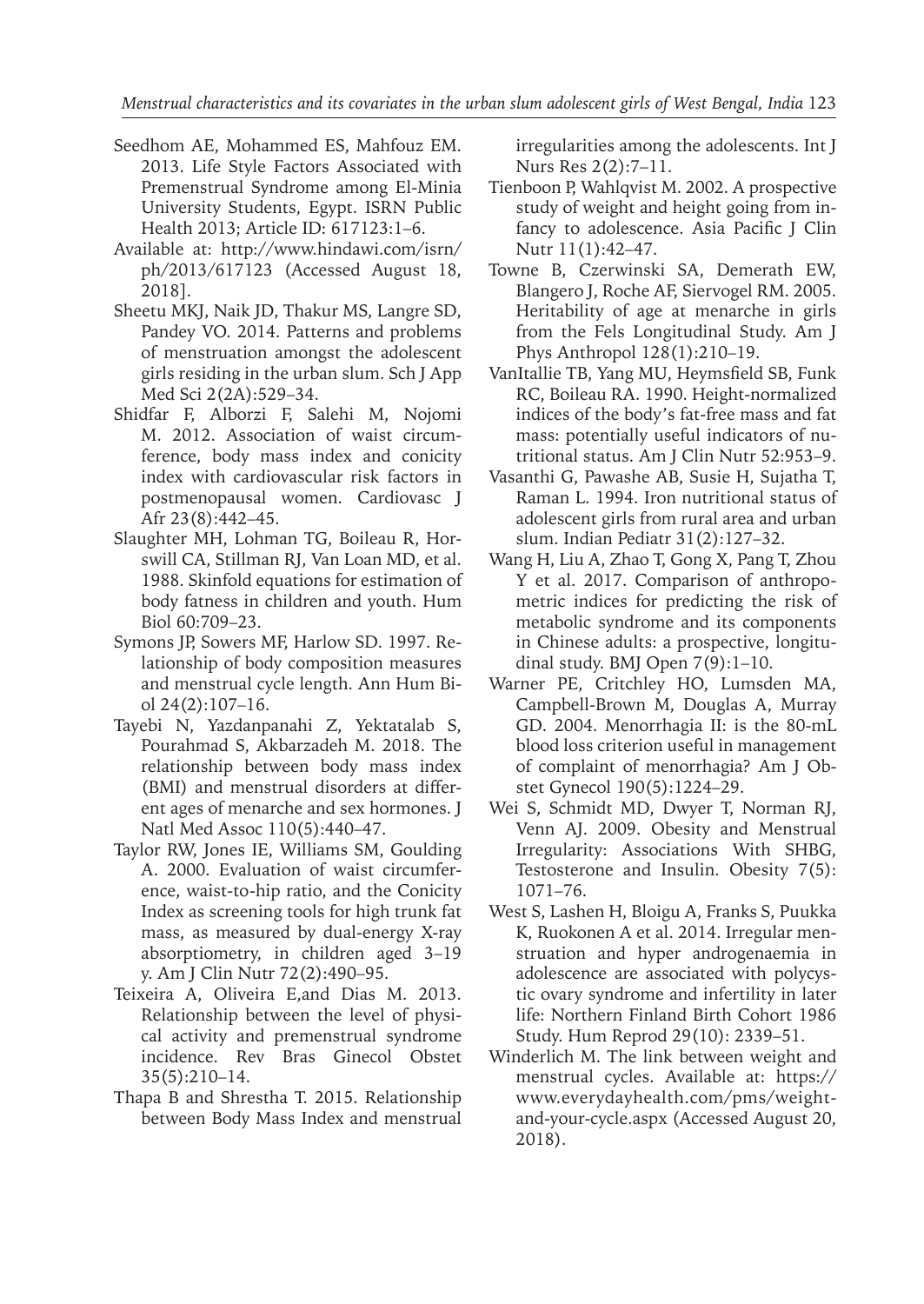Seedhom AE, Mohammed ES, Mahfouz EM. 2013. Life Style Factors Associated with Premenstrual Syndrome among El-Minia University Students, Egypt. ISRN Public Health 2013; Article ID: 617123:1–6.

Available at: http://www.hindawi.com/isrn/ph/2013/617123 (Accessed August 18, 2018].

Sheetu MKJ, Naik JD, Thakur MS, Langre SD, Pandey VO. 2014. Patterns and problems of menstruation amongst the adolescent girls residing in the urban slum. Sch J App Med Sci 2(2A):529–34.

Shidfar F, Alborzi F, Salehi M, Nojomi M. 2012. Association of waist circumference, body mass index and conicity index with cardiovascular risk factors in postmenopausal women. Cardiovasc J Afr 23(8):442–45.

Slaughter MH, Lohman TG, Boileau R, Horswill CA, Stillman RJ, Van Loan MD, et al. 1988. Skinfold equations for estimation of body fatness in children and youth. Hum Biol 60:709–23.

Symons JP, Sowers MF, Harlow SD. 1997. Relationship of body composition measures and menstrual cycle length. Ann Hum Biol 24(2):107–16.

Tayebi N, Yazdanpanahi Z, Yektatalab S, Pourahmad S, Akbarzadeh M. 2018. The relationship between body mass index (BMI) and menstrual disorders at different ages of menarche and sex hormones. J Natl Med Assoc 110(5):440–47.

Taylor RW, Jones IE, Williams SM, Goulding A. 2000. Evaluation of waist circumference, waist-to-hip ratio, and the Conicity Index as screening tools for high trunk fat mass, as measured by dual-energy X-ray absorptiometry, in children aged 3–19 y. Am J Clin Nutr 72(2):490–95.

Teixeira A, Oliveira E,and Dias M. 2013. Relationship between the level of physical activity and premenstrual syndrome incidence. Rev Bras Ginecol Obstet 35(5):210–14.

Thapa B and Shrestha T. 2015. Relationship between Body Mass Index and menstrual irregularities among the adolescents. Int J Nurs Res 2(2):7–11.

Tienboon P, Wahlqvist M. 2002. A prospective study of weight and height going from infancy to adolescence. Asia Pacific J Clin Nutr 11(1):42–47.

Towne B, Czerwinski SA, Demerath EW, Blangero J, Roche AF, Siervogel RM. 2005. Heritability of age at menarche in girls from the Fels Longitudinal Study. Am J Phys Anthropol 128(1):210–19.

VanItallie TB, Yang MU, Heymsfield SB, Funk RC, Boileau RA. 1990. Height-normalized indices of the body's fat-free mass and fat mass: potentially useful indicators of nutritional status. Am J Clin Nutr 52:953–9.

Vasanthi G, Pawashe AB, Susie H, Sujatha T, Raman L. 1994. Iron nutritional status of adolescent girls from rural area and urban slum. Indian Pediatr 31(2):127–32.

Wang H, Liu A, Zhao T, Gong X, Pang T, Zhou Y et al. 2017. Comparison of anthropometric indices for predicting the risk of metabolic syndrome and its components in Chinese adults: a prospective, longitudinal study. BMJ Open 7(9):1–10.

Warner PE, Critchley HO, Lumsden MA, Campbell-Brown M, Douglas A, Murray GD. 2004. Menorrhagia II: is the 80-mL blood loss criterion useful in management of complaint of menorrhagia? Am J Obstet Gynecol 190(5):1224–29.

Wei S, Schmidt MD, Dwyer T, Norman RJ, Venn AJ. 2009. Obesity and Menstrual Irregularity: Associations With SHBG, Testosterone and Insulin. Obesity 7(5): 1071–76.

West S, Lashen H, Bloigu A, Franks S, Puukka K, Ruokonen A et al. 2014. Irregular menstruation and hyper androgenaemia in adolescence are associated with polycystic ovary syndrome and infertility in later life: Northern Finland Birth Cohort 1986 Study. Hum Reprod 29(10): 2339–51.

Winderlich M. The link between weight and menstrual cycles. Available at: https://www.everydayhealth.com/pms/weight-and-your-cycle.aspx (Accessed August 20, 2018).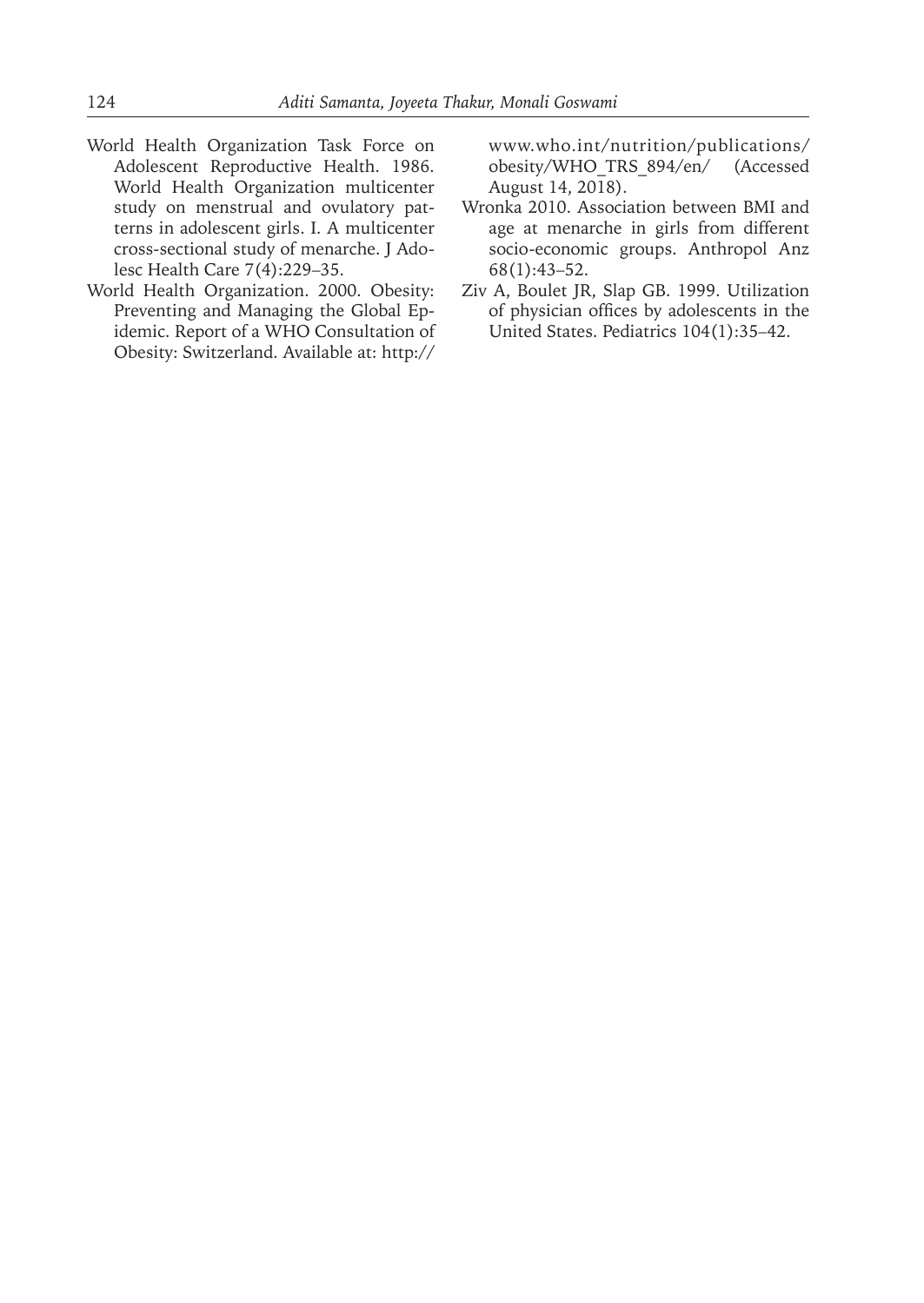World Health Organization Task Force on Adolescent Reproductive Health. 1986. World Health Organization multicenter study on menstrual and ovulatory patterns in adolescent girls. I. A multicenter cross-sectional study of menarche. J Adolesc Health Care 7(4):229–35.

World Health Organization. 2000. Obesity: Preventing and Managing the Global Epidemic. Report of a WHO Consultation of Obesity: Switzerland. Available at: http://www.who.int/nutrition/publications/obesity/WHO_TRS_894/en/ (Accessed August 14, 2018).

Wronka 2010. Association between BMI and age at menarche in girls from different socio-economic groups. Anthropol Anz 68(1):43–52.

Ziv A, Boulet JR, Slap GB. 1999. Utilization of physician offices by adolescents in the United States. Pediatrics 104(1):35–42.